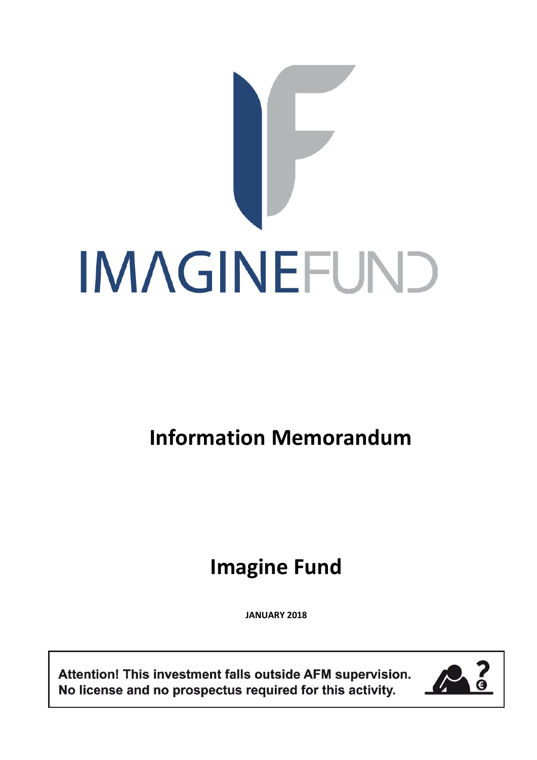IMAGINEFUND

# Information Memorandum

# Imagine Fund

**JANUARY 2018**

**Attention! This investment falls outside AFM supervision.**
**No license and no prospectus required for this activity.**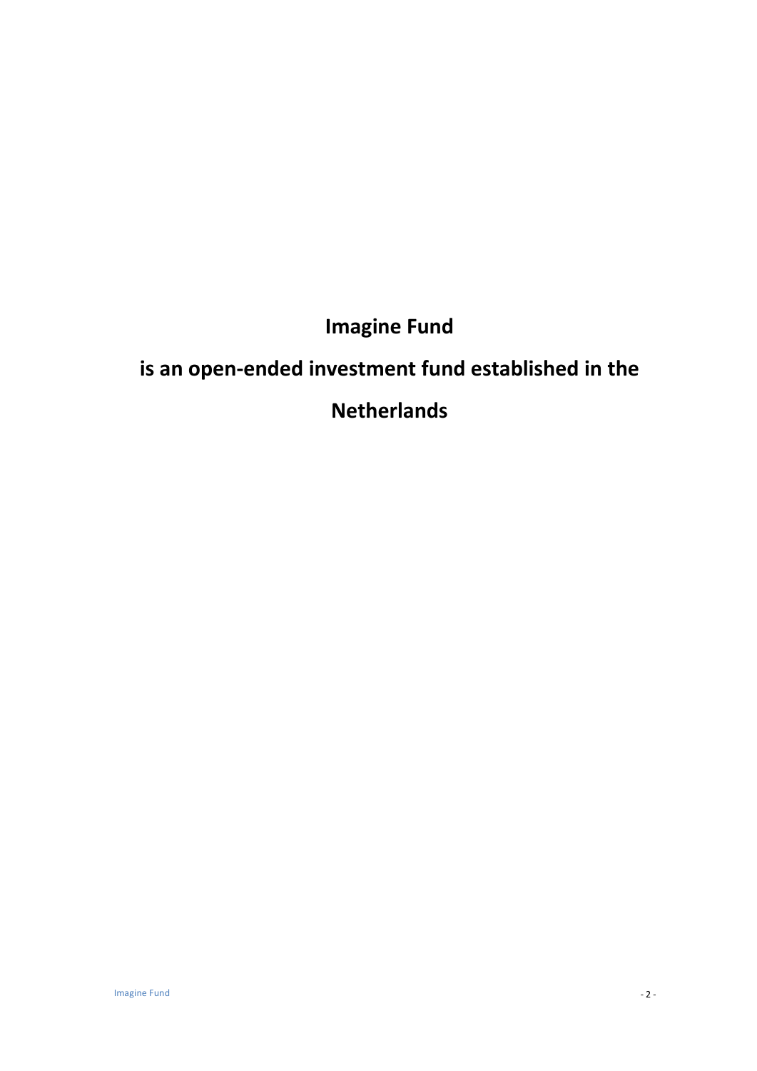**Imagine Fund**

**is an open-ended investment fund established in the Netherlands**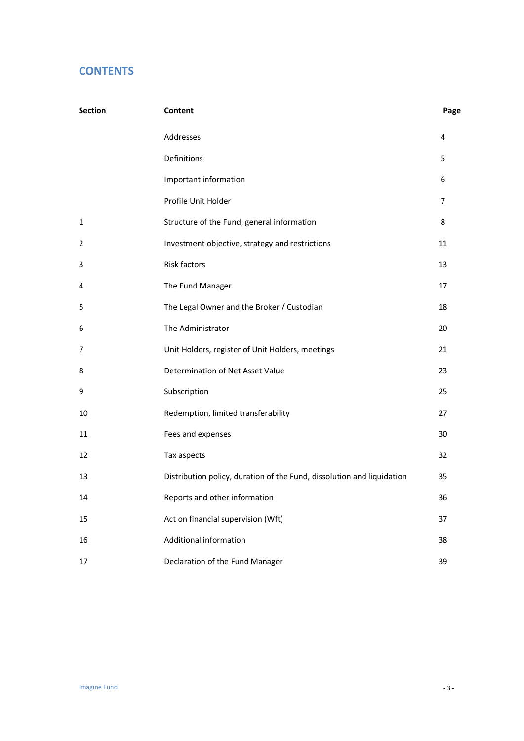# CONTENTS

| Section | Content | Page |
|---|---|---|
| | Addresses | 4 |
| | Definitions | 5 |
| | Important information | 6 |
| | Profile Unit Holder | 7 |
| 1 | Structure of the Fund, general information | 8 |
| 2 | Investment objective, strategy and restrictions | 11 |
| 3 | Risk factors | 13 |
| 4 | The Fund Manager | 17 |
| 5 | The Legal Owner and the Broker / Custodian | 18 |
| 6 | The Administrator | 20 |
| 7 | Unit Holders, register of Unit Holders, meetings | 21 |
| 8 | Determination of Net Asset Value | 23 |
| 9 | Subscription | 25 |
| 10 | Redemption, limited transferability | 27 |
| 11 | Fees and expenses | 30 |
| 12 | Tax aspects | 32 |
| 13 | Distribution policy, duration of the Fund, dissolution and liquidation | 35 |
| 14 | Reports and other information | 36 |
| 15 | Act on financial supervision (Wft) | 37 |
| 16 | Additional information | 38 |
| 17 | Declaration of the Fund Manager | 39 |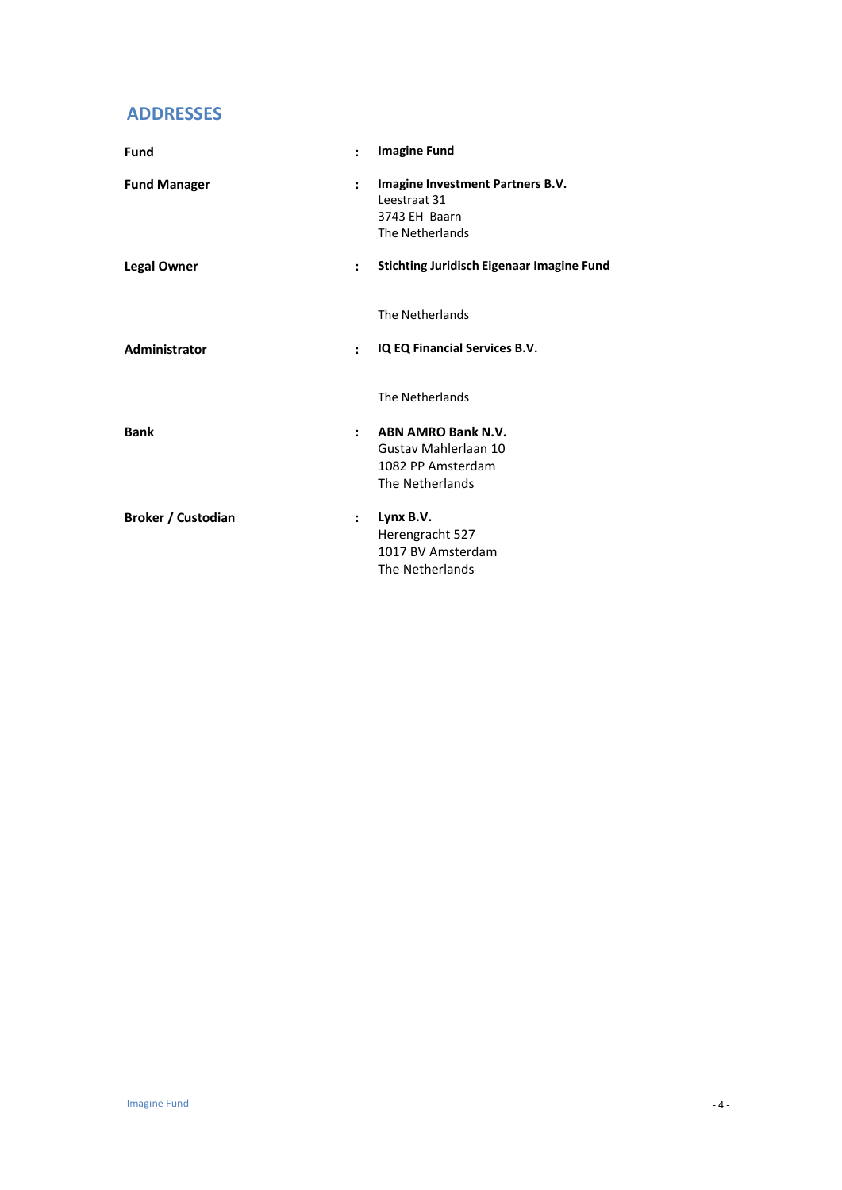## ADDRESSES

| | | |
|---|---|---|
| **Fund** | : | **Imagine Fund** |
| **Fund Manager** | : | **Imagine Investment Partners B.V.**<br>Leestraat 31<br>3743 EH Baarn<br>The Netherlands |
| **Legal Owner** | : | **Stichting Juridisch Eigenaar Imagine Fund**<br><br>The Netherlands |
| **Administrator** | : | **IQ EQ Financial Services B.V.**<br><br>The Netherlands |
| **Bank** | : | **ABN AMRO Bank N.V.**<br>Gustav Mahlerlaan 10<br>1082 PP Amsterdam<br>The Netherlands |
| **Broker / Custodian** | : | **Lynx B.V.**<br>Herengracht 527<br>1017 BV Amsterdam<br>The Netherlands |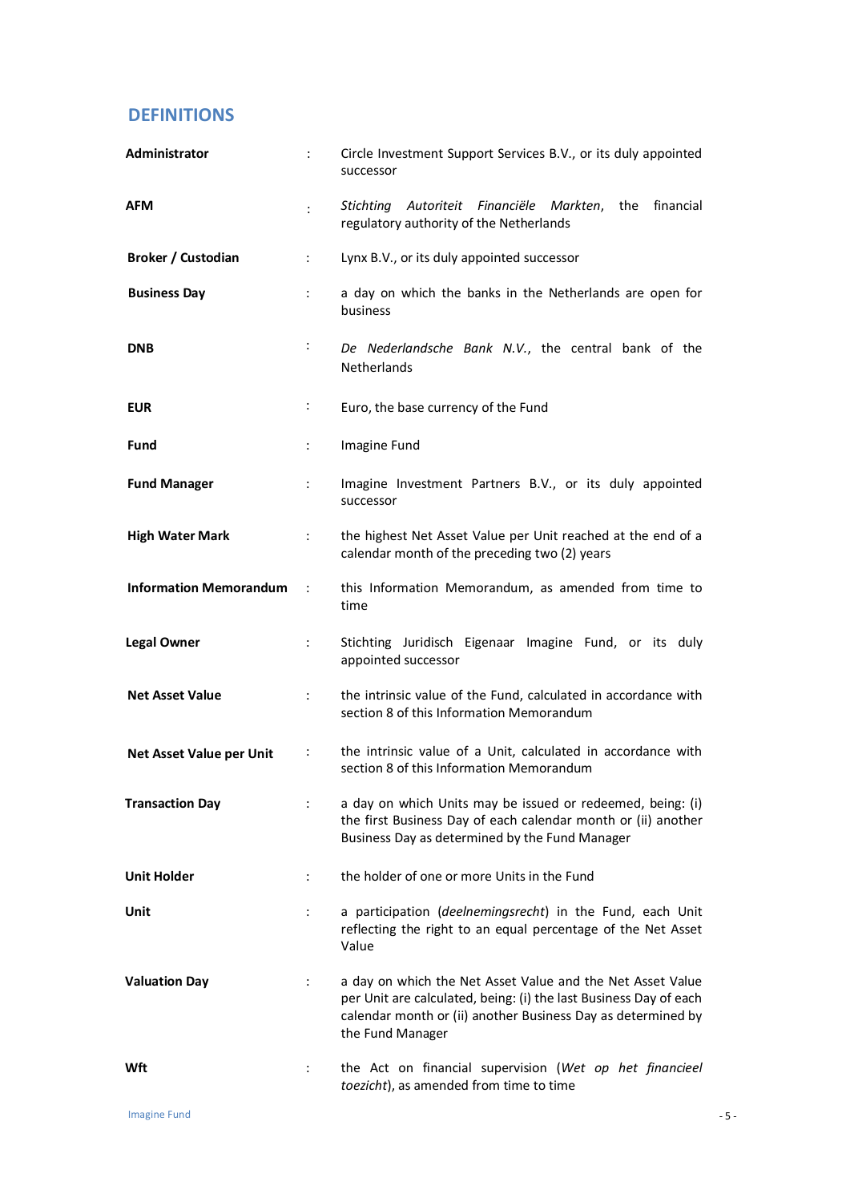## DEFINITIONS

| | | |
|---|---|---|
| **Administrator** | : | Circle Investment Support Services B.V., or its duly appointed successor |
| **AFM** | : | *Stichting Autoriteit Financiële Markten*, the financial regulatory authority of the Netherlands |
| **Broker / Custodian** | : | Lynx B.V., or its duly appointed successor |
| **Business Day** | : | a day on which the banks in the Netherlands are open for business |
| **DNB** | : | *De Nederlandsche Bank N.V.*, the central bank of the Netherlands |
| **EUR** | : | Euro, the base currency of the Fund |
| **Fund** | : | Imagine Fund |
| **Fund Manager** | : | Imagine Investment Partners B.V., or its duly appointed successor |
| **High Water Mark** | : | the highest Net Asset Value per Unit reached at the end of a calendar month of the preceding two (2) years |
| **Information Memorandum** | : | this Information Memorandum, as amended from time to time |
| **Legal Owner** | : | Stichting Juridisch Eigenaar Imagine Fund, or its duly appointed successor |
| **Net Asset Value** | : | the intrinsic value of the Fund, calculated in accordance with section 8 of this Information Memorandum |
| **Net Asset Value per Unit** | : | the intrinsic value of a Unit, calculated in accordance with section 8 of this Information Memorandum |
| **Transaction Day** | : | a day on which Units may be issued or redeemed, being: (i) the first Business Day of each calendar month or (ii) another Business Day as determined by the Fund Manager |
| **Unit Holder** | : | the holder of one or more Units in the Fund |
| **Unit** | : | a participation (*deelnemingsrecht*) in the Fund, each Unit reflecting the right to an equal percentage of the Net Asset Value |
| **Valuation Day** | : | a day on which the Net Asset Value and the Net Asset Value per Unit are calculated, being: (i) the last Business Day of each calendar month or (ii) another Business Day as determined by the Fund Manager |
| **Wft** | : | the Act on financial supervision (*Wet op het financieel toezicht*), as amended from time to time |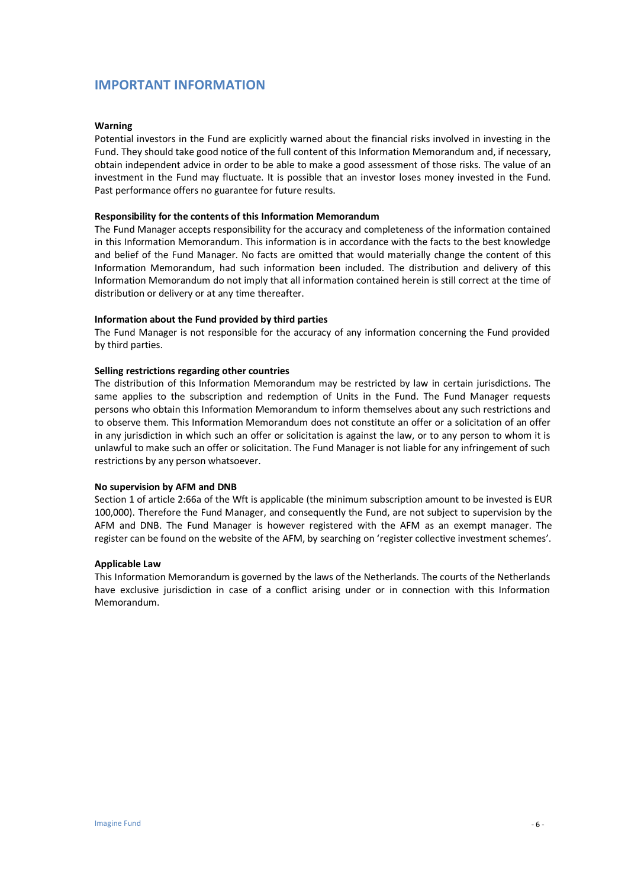# IMPORTANT INFORMATION

**Warning**
Potential investors in the Fund are explicitly warned about the financial risks involved in investing in the Fund. They should take good notice of the full content of this Information Memorandum and, if necessary, obtain independent advice in order to be able to make a good assessment of those risks. The value of an investment in the Fund may fluctuate. It is possible that an investor loses money invested in the Fund. Past performance offers no guarantee for future results.

**Responsibility for the contents of this Information Memorandum**
The Fund Manager accepts responsibility for the accuracy and completeness of the information contained in this Information Memorandum. This information is in accordance with the facts to the best knowledge and belief of the Fund Manager. No facts are omitted that would materially change the content of this Information Memorandum, had such information been included. The distribution and delivery of this Information Memorandum do not imply that all information contained herein is still correct at the time of distribution or delivery or at any time thereafter.

**Information about the Fund provided by third parties**
The Fund Manager is not responsible for the accuracy of any information concerning the Fund provided by third parties.

**Selling restrictions regarding other countries**
The distribution of this Information Memorandum may be restricted by law in certain jurisdictions. The same applies to the subscription and redemption of Units in the Fund. The Fund Manager requests persons who obtain this Information Memorandum to inform themselves about any such restrictions and to observe them. This Information Memorandum does not constitute an offer or a solicitation of an offer in any jurisdiction in which such an offer or solicitation is against the law, or to any person to whom it is unlawful to make such an offer or solicitation. The Fund Manager is not liable for any infringement of such restrictions by any person whatsoever.

**No supervision by AFM and DNB**
Section 1 of article 2:66a of the Wft is applicable (the minimum subscription amount to be invested is EUR 100,000). Therefore the Fund Manager, and consequently the Fund, are not subject to supervision by the AFM and DNB. The Fund Manager is however registered with the AFM as an exempt manager. The register can be found on the website of the AFM, by searching on 'register collective investment schemes'.

**Applicable Law**
This Information Memorandum is governed by the laws of the Netherlands. The courts of the Netherlands have exclusive jurisdiction in case of a conflict arising under or in connection with this Information Memorandum.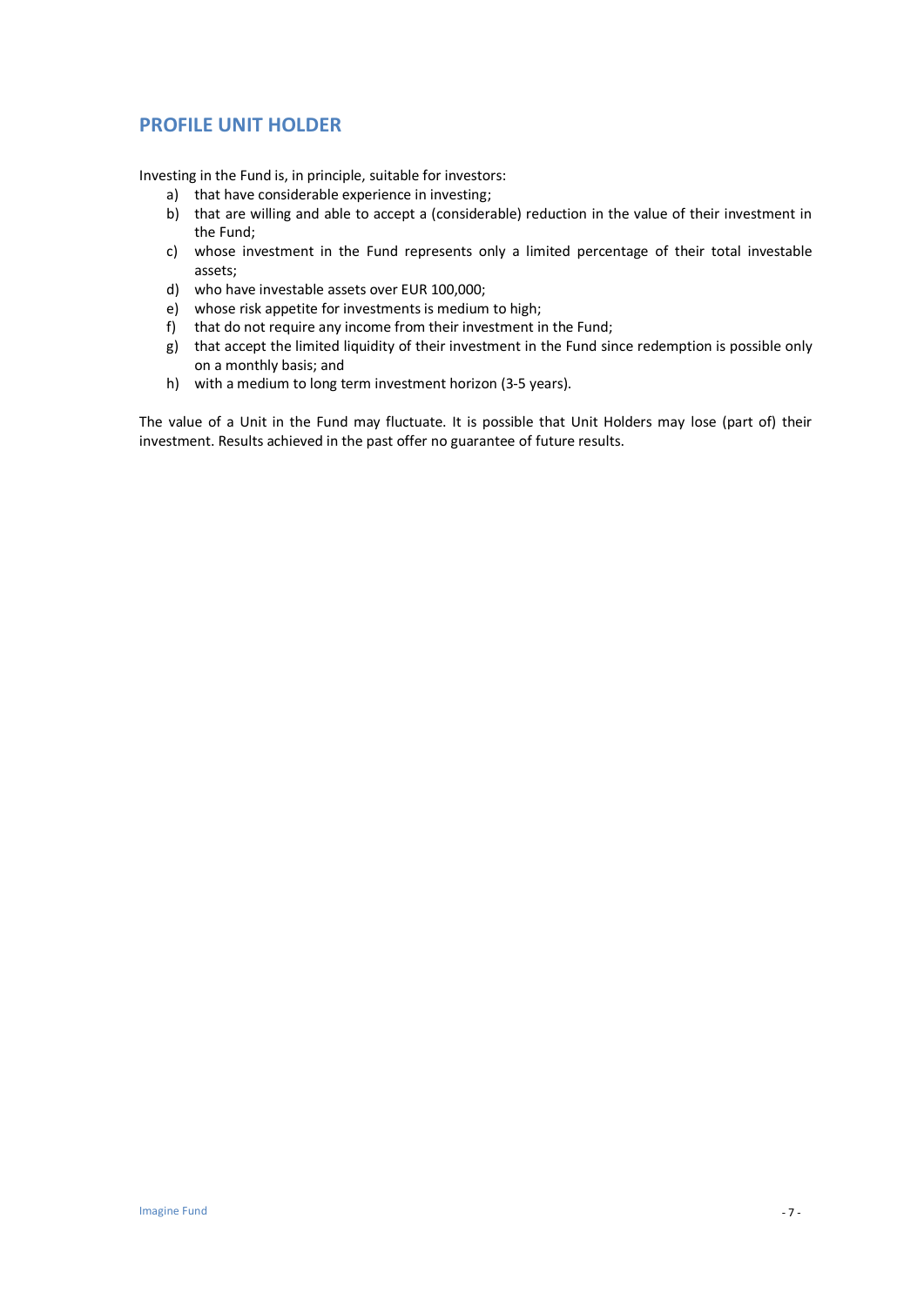## PROFILE UNIT HOLDER

Investing in the Fund is, in principle, suitable for investors:

a) that have considerable experience in investing;
b) that are willing and able to accept a (considerable) reduction in the value of their investment in the Fund;
c) whose investment in the Fund represents only a limited percentage of their total investable assets;
d) who have investable assets over EUR 100,000;
e) whose risk appetite for investments is medium to high;
f) that do not require any income from their investment in the Fund;
g) that accept the limited liquidity of their investment in the Fund since redemption is possible only on a monthly basis; and
h) with a medium to long term investment horizon (3-5 years).

The value of a Unit in the Fund may fluctuate. It is possible that Unit Holders may lose (part of) their investment. Results achieved in the past offer no guarantee of future results.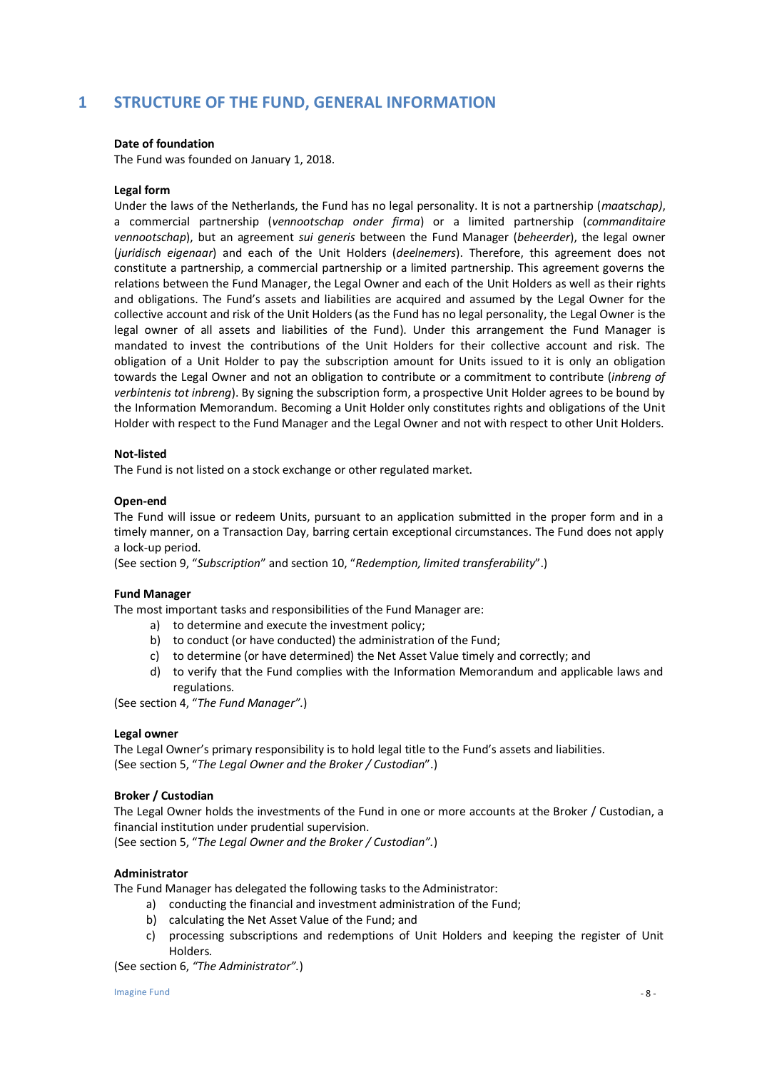# 1 STRUCTURE OF THE FUND, GENERAL INFORMATION

**Date of foundation**
The Fund was founded on January 1, 2018.

**Legal form**
Under the laws of the Netherlands, the Fund has no legal personality. It is not a partnership (*maatschap)*, a commercial partnership (*vennootschap onder firma*) or a limited partnership (*commanditaire vennootschap*), but an agreement *sui generis* between the Fund Manager (*beheerder*), the legal owner (*juridisch eigenaar*) and each of the Unit Holders (*deelnemers*). Therefore, this agreement does not constitute a partnership, a commercial partnership or a limited partnership. This agreement governs the relations between the Fund Manager, the Legal Owner and each of the Unit Holders as well as their rights and obligations. The Fund's assets and liabilities are acquired and assumed by the Legal Owner for the collective account and risk of the Unit Holders (as the Fund has no legal personality, the Legal Owner is the legal owner of all assets and liabilities of the Fund). Under this arrangement the Fund Manager is mandated to invest the contributions of the Unit Holders for their collective account and risk. The obligation of a Unit Holder to pay the subscription amount for Units issued to it is only an obligation towards the Legal Owner and not an obligation to contribute or a commitment to contribute (*inbreng of verbintenis tot inbreng*). By signing the subscription form, a prospective Unit Holder agrees to be bound by the Information Memorandum. Becoming a Unit Holder only constitutes rights and obligations of the Unit Holder with respect to the Fund Manager and the Legal Owner and not with respect to other Unit Holders.

**Not-listed**
The Fund is not listed on a stock exchange or other regulated market.

**Open-end**
The Fund will issue or redeem Units, pursuant to an application submitted in the proper form and in a timely manner, on a Transaction Day, barring certain exceptional circumstances. The Fund does not apply a lock-up period.
(See section 9, "*Subscription*" and section 10, "*Redemption, limited transferability*".)

**Fund Manager**
The most important tasks and responsibilities of the Fund Manager are:

a) to determine and execute the investment policy;
b) to conduct (or have conducted) the administration of the Fund;
c) to determine (or have determined) the Net Asset Value timely and correctly; and
d) to verify that the Fund complies with the Information Memorandum and applicable laws and regulations.

(See section 4, "*The Fund Manager"*.)

**Legal owner**
The Legal Owner's primary responsibility is to hold legal title to the Fund's assets and liabilities.
(See section 5, "*The Legal Owner and the Broker / Custodian*".)

**Broker / Custodian**
The Legal Owner holds the investments of the Fund in one or more accounts at the Broker / Custodian, a financial institution under prudential supervision.
(See section 5, "*The Legal Owner and the Broker / Custodian"*.)

**Administrator**
The Fund Manager has delegated the following tasks to the Administrator:

a) conducting the financial and investment administration of the Fund;
b) calculating the Net Asset Value of the Fund; and
c) processing subscriptions and redemptions of Unit Holders and keeping the register of Unit Holders.

(See section 6, *"The Administrator".*)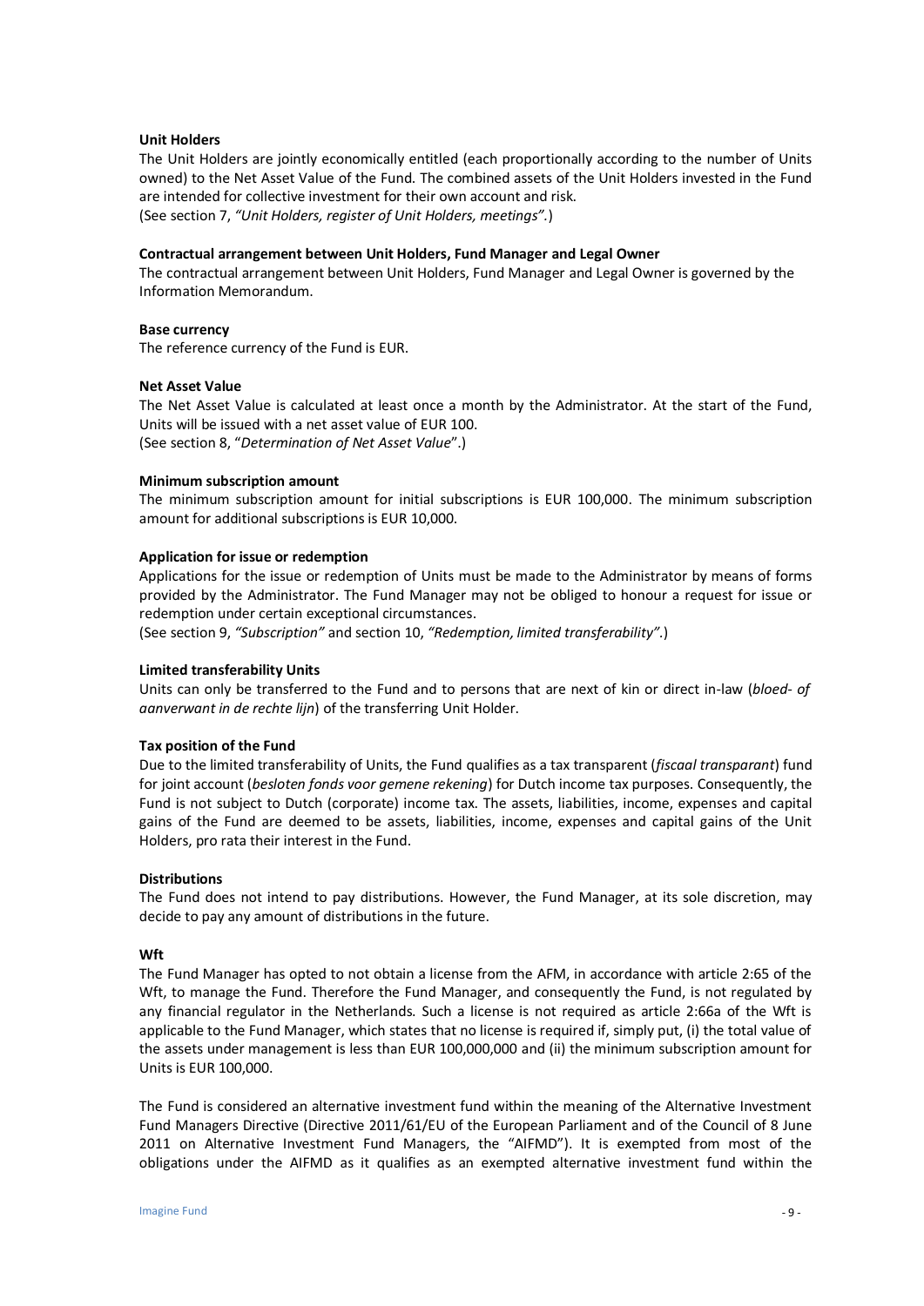**Unit Holders**

The Unit Holders are jointly economically entitled (each proportionally according to the number of Units owned) to the Net Asset Value of the Fund. The combined assets of the Unit Holders invested in the Fund are intended for collective investment for their own account and risk.
(See section 7, *"Unit Holders, register of Unit Holders, meetings".*)

**Contractual arrangement between Unit Holders, Fund Manager and Legal Owner**

The contractual arrangement between Unit Holders, Fund Manager and Legal Owner is governed by the Information Memorandum.

**Base currency**

The reference currency of the Fund is EUR.

**Net Asset Value**

The Net Asset Value is calculated at least once a month by the Administrator. At the start of the Fund, Units will be issued with a net asset value of EUR 100.
(See section 8, "*Determination of Net Asset Value*".)

**Minimum subscription amount**

The minimum subscription amount for initial subscriptions is EUR 100,000. The minimum subscription amount for additional subscriptions is EUR 10,000.

**Application for issue or redemption**

Applications for the issue or redemption of Units must be made to the Administrator by means of forms provided by the Administrator. The Fund Manager may not be obliged to honour a request for issue or redemption under certain exceptional circumstances.
(See section 9, *"Subscription"* and section 10, *"Redemption, limited transferability".*)

**Limited transferability Units**

Units can only be transferred to the Fund and to persons that are next of kin or direct in-law (*bloed- of aanverwant in de rechte lijn*) of the transferring Unit Holder.

**Tax position of the Fund**

Due to the limited transferability of Units, the Fund qualifies as a tax transparent (*fiscaal transparant*) fund for joint account (*besloten fonds voor gemene rekening*) for Dutch income tax purposes. Consequently, the Fund is not subject to Dutch (corporate) income tax. The assets, liabilities, income, expenses and capital gains of the Fund are deemed to be assets, liabilities, income, expenses and capital gains of the Unit Holders, pro rata their interest in the Fund.

**Distributions**

The Fund does not intend to pay distributions. However, the Fund Manager, at its sole discretion, may decide to pay any amount of distributions in the future.

**Wft**

The Fund Manager has opted to not obtain a license from the AFM, in accordance with article 2:65 of the Wft, to manage the Fund. Therefore the Fund Manager, and consequently the Fund, is not regulated by any financial regulator in the Netherlands. Such a license is not required as article 2:66a of the Wft is applicable to the Fund Manager, which states that no license is required if, simply put, (i) the total value of the assets under management is less than EUR 100,000,000 and (ii) the minimum subscription amount for Units is EUR 100,000.

The Fund is considered an alternative investment fund within the meaning of the Alternative Investment Fund Managers Directive (Directive 2011/61/EU of the European Parliament and of the Council of 8 June 2011 on Alternative Investment Fund Managers, the "AIFMD"). It is exempted from most of the obligations under the AIFMD as it qualifies as an exempted alternative investment fund within the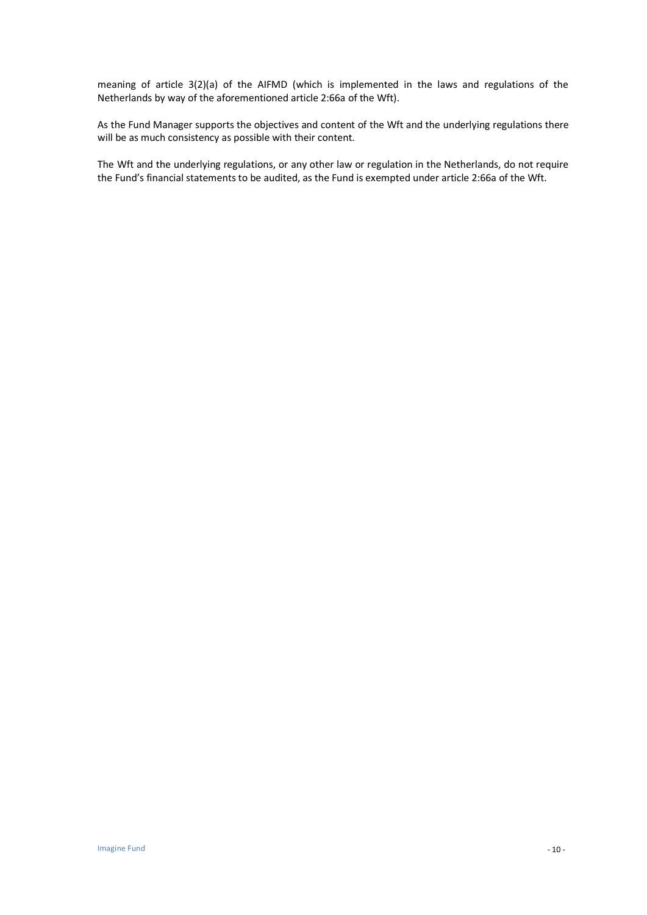meaning of article 3(2)(a) of the AIFMD (which is implemented in the laws and regulations of the Netherlands by way of the aforementioned article 2:66a of the Wft).

As the Fund Manager supports the objectives and content of the Wft and the underlying regulations there will be as much consistency as possible with their content.

The Wft and the underlying regulations, or any other law or regulation in the Netherlands, do not require the Fund's financial statements to be audited, as the Fund is exempted under article 2:66a of the Wft.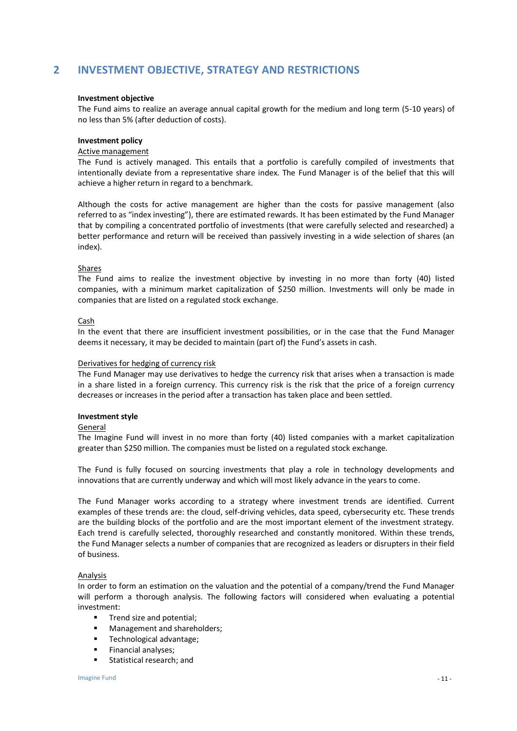## 2 INVESTMENT OBJECTIVE, STRATEGY AND RESTRICTIONS

**Investment objective**

The Fund aims to realize an average annual capital growth for the medium and long term (5-10 years) of no less than 5% (after deduction of costs).

**Investment policy**

Active management

The Fund is actively managed. This entails that a portfolio is carefully compiled of investments that intentionally deviate from a representative share index. The Fund Manager is of the belief that this will achieve a higher return in regard to a benchmark.

Although the costs for active management are higher than the costs for passive management (also referred to as "index investing"), there are estimated rewards. It has been estimated by the Fund Manager that by compiling a concentrated portfolio of investments (that were carefully selected and researched) a better performance and return will be received than passively investing in a wide selection of shares (an index).

Shares

The Fund aims to realize the investment objective by investing in no more than forty (40) listed companies, with a minimum market capitalization of $250 million. Investments will only be made in companies that are listed on a regulated stock exchange.

Cash

In the event that there are insufficient investment possibilities, or in the case that the Fund Manager deems it necessary, it may be decided to maintain (part of) the Fund's assets in cash.

Derivatives for hedging of currency risk

The Fund Manager may use derivatives to hedge the currency risk that arises when a transaction is made in a share listed in a foreign currency. This currency risk is the risk that the price of a foreign currency decreases or increases in the period after a transaction has taken place and been settled.

**Investment style**

General

The Imagine Fund will invest in no more than forty (40) listed companies with a market capitalization greater than $250 million. The companies must be listed on a regulated stock exchange.

The Fund is fully focused on sourcing investments that play a role in technology developments and innovations that are currently underway and which will most likely advance in the years to come.

The Fund Manager works according to a strategy where investment trends are identified. Current examples of these trends are: the cloud, self-driving vehicles, data speed, cybersecurity etc. These trends are the building blocks of the portfolio and are the most important element of the investment strategy. Each trend is carefully selected, thoroughly researched and constantly monitored. Within these trends, the Fund Manager selects a number of companies that are recognized as leaders or disrupters in their field of business.

Analysis

In order to form an estimation on the valuation and the potential of a company/trend the Fund Manager will perform a thorough analysis. The following factors will considered when evaluating a potential investment:

- Trend size and potential;
- Management and shareholders;
- Technological advantage;
- Financial analyses;
- Statistical research; and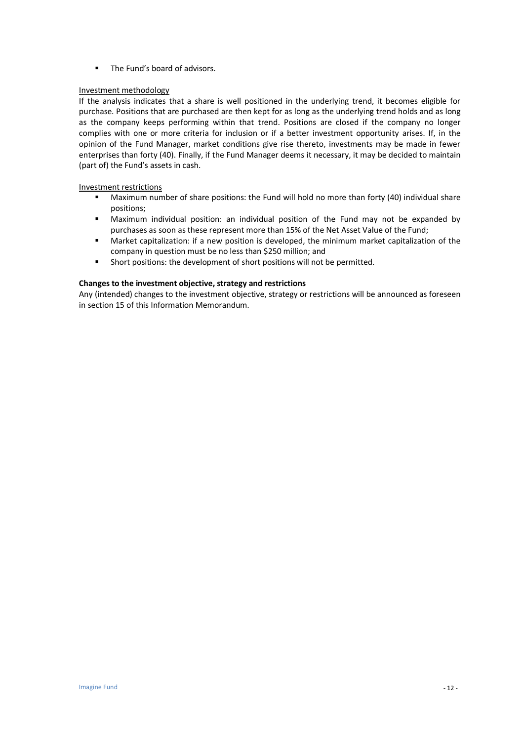- The Fund's board of advisors.

Investment methodology

If the analysis indicates that a share is well positioned in the underlying trend, it becomes eligible for purchase. Positions that are purchased are then kept for as long as the underlying trend holds and as long as the company keeps performing within that trend. Positions are closed if the company no longer complies with one or more criteria for inclusion or if a better investment opportunity arises. If, in the opinion of the Fund Manager, market conditions give rise thereto, investments may be made in fewer enterprises than forty (40). Finally, if the Fund Manager deems it necessary, it may be decided to maintain (part of) the Fund's assets in cash.

Investment restrictions

- Maximum number of share positions: the Fund will hold no more than forty (40) individual share positions;
- Maximum individual position: an individual position of the Fund may not be expanded by purchases as soon as these represent more than 15% of the Net Asset Value of the Fund;
- Market capitalization: if a new position is developed, the minimum market capitalization of the company in question must be no less than $250 million; and
- Short positions: the development of short positions will not be permitted.

**Changes to the investment objective, strategy and restrictions**

Any (intended) changes to the investment objective, strategy or restrictions will be announced as foreseen in section 15 of this Information Memorandum.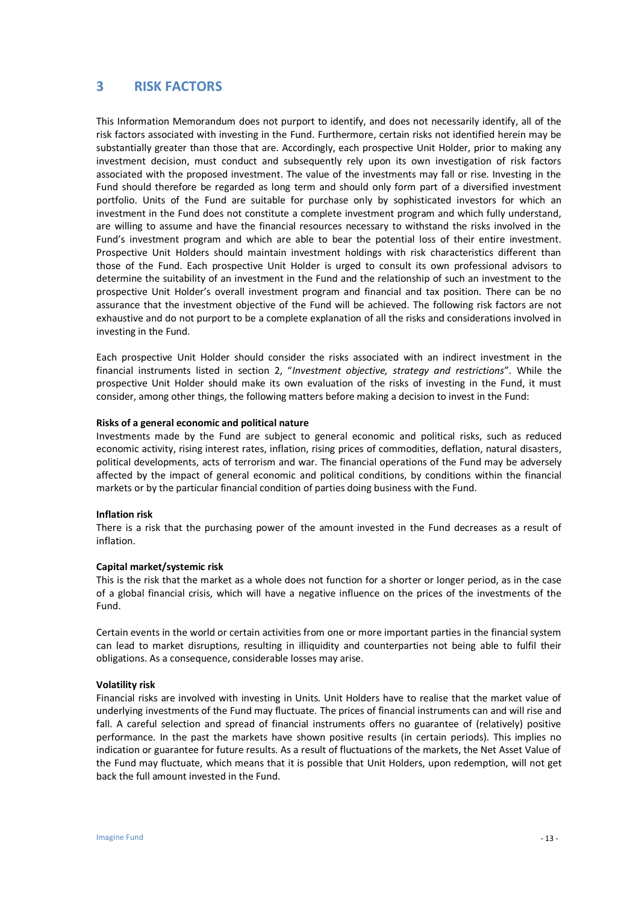# 3 RISK FACTORS

This Information Memorandum does not purport to identify, and does not necessarily identify, all of the risk factors associated with investing in the Fund. Furthermore, certain risks not identified herein may be substantially greater than those that are. Accordingly, each prospective Unit Holder, prior to making any investment decision, must conduct and subsequently rely upon its own investigation of risk factors associated with the proposed investment. The value of the investments may fall or rise. Investing in the Fund should therefore be regarded as long term and should only form part of a diversified investment portfolio. Units of the Fund are suitable for purchase only by sophisticated investors for which an investment in the Fund does not constitute a complete investment program and which fully understand, are willing to assume and have the financial resources necessary to withstand the risks involved in the Fund's investment program and which are able to bear the potential loss of their entire investment. Prospective Unit Holders should maintain investment holdings with risk characteristics different than those of the Fund. Each prospective Unit Holder is urged to consult its own professional advisors to determine the suitability of an investment in the Fund and the relationship of such an investment to the prospective Unit Holder's overall investment program and financial and tax position. There can be no assurance that the investment objective of the Fund will be achieved. The following risk factors are not exhaustive and do not purport to be a complete explanation of all the risks and considerations involved in investing in the Fund.

Each prospective Unit Holder should consider the risks associated with an indirect investment in the financial instruments listed in section 2, "*Investment objective, strategy and restrictions*". While the prospective Unit Holder should make its own evaluation of the risks of investing in the Fund, it must consider, among other things, the following matters before making a decision to invest in the Fund:

**Risks of a general economic and political nature**

Investments made by the Fund are subject to general economic and political risks, such as reduced economic activity, rising interest rates, inflation, rising prices of commodities, deflation, natural disasters, political developments, acts of terrorism and war. The financial operations of the Fund may be adversely affected by the impact of general economic and political conditions, by conditions within the financial markets or by the particular financial condition of parties doing business with the Fund.

**Inflation risk**

There is a risk that the purchasing power of the amount invested in the Fund decreases as a result of inflation.

**Capital market/systemic risk**

This is the risk that the market as a whole does not function for a shorter or longer period, as in the case of a global financial crisis, which will have a negative influence on the prices of the investments of the Fund.

Certain events in the world or certain activities from one or more important parties in the financial system can lead to market disruptions, resulting in illiquidity and counterparties not being able to fulfil their obligations. As a consequence, considerable losses may arise.

**Volatility risk**

Financial risks are involved with investing in Units. Unit Holders have to realise that the market value of underlying investments of the Fund may fluctuate. The prices of financial instruments can and will rise and fall. A careful selection and spread of financial instruments offers no guarantee of (relatively) positive performance. In the past the markets have shown positive results (in certain periods). This implies no indication or guarantee for future results. As a result of fluctuations of the markets, the Net Asset Value of the Fund may fluctuate, which means that it is possible that Unit Holders, upon redemption, will not get back the full amount invested in the Fund.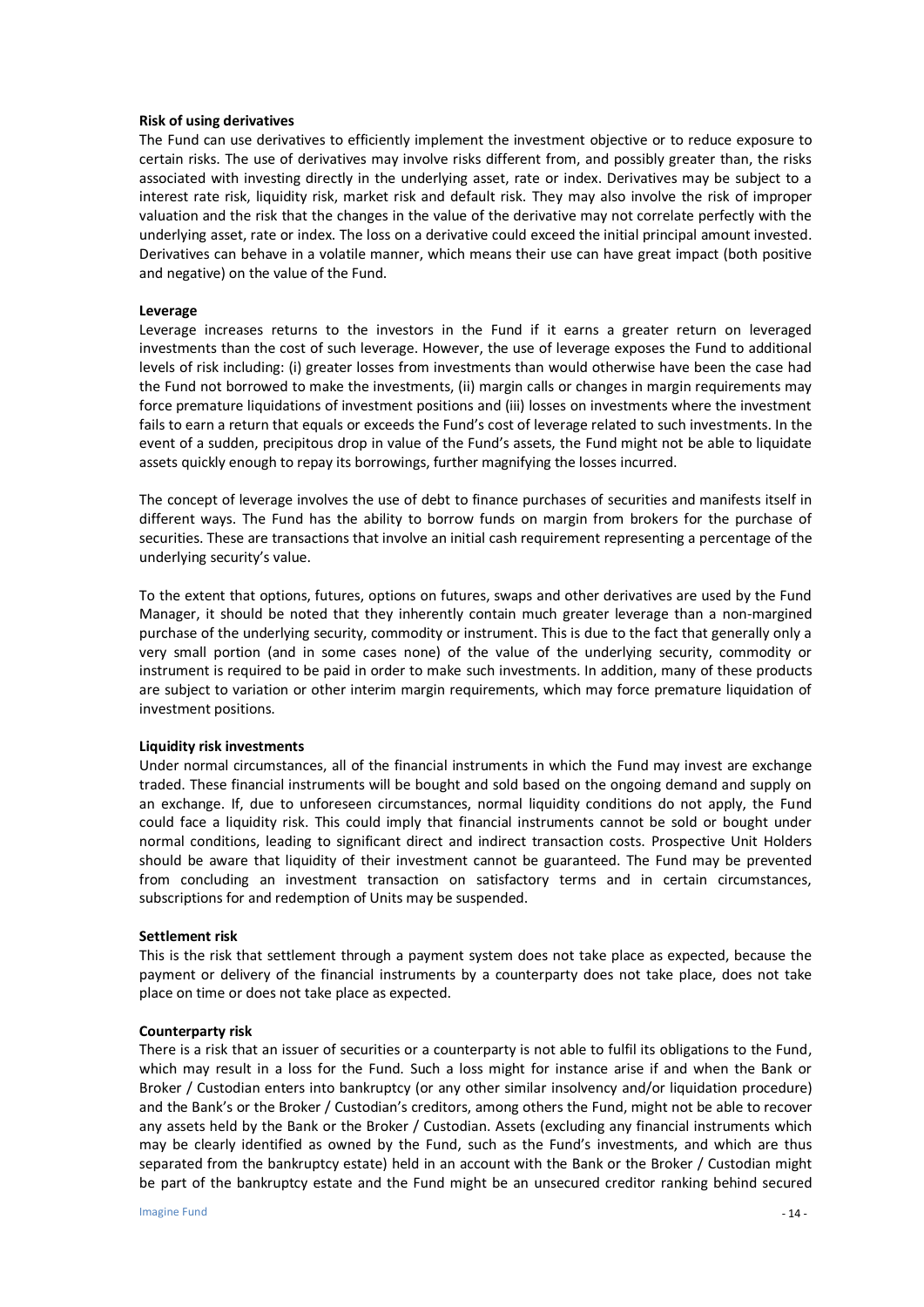**Risk of using derivatives**

The Fund can use derivatives to efficiently implement the investment objective or to reduce exposure to certain risks. The use of derivatives may involve risks different from, and possibly greater than, the risks associated with investing directly in the underlying asset, rate or index. Derivatives may be subject to a interest rate risk, liquidity risk, market risk and default risk. They may also involve the risk of improper valuation and the risk that the changes in the value of the derivative may not correlate perfectly with the underlying asset, rate or index. The loss on a derivative could exceed the initial principal amount invested. Derivatives can behave in a volatile manner, which means their use can have great impact (both positive and negative) on the value of the Fund.

**Leverage**

Leverage increases returns to the investors in the Fund if it earns a greater return on leveraged investments than the cost of such leverage. However, the use of leverage exposes the Fund to additional levels of risk including: (i) greater losses from investments than would otherwise have been the case had the Fund not borrowed to make the investments, (ii) margin calls or changes in margin requirements may force premature liquidations of investment positions and (iii) losses on investments where the investment fails to earn a return that equals or exceeds the Fund's cost of leverage related to such investments. In the event of a sudden, precipitous drop in value of the Fund's assets, the Fund might not be able to liquidate assets quickly enough to repay its borrowings, further magnifying the losses incurred.

The concept of leverage involves the use of debt to finance purchases of securities and manifests itself in different ways. The Fund has the ability to borrow funds on margin from brokers for the purchase of securities. These are transactions that involve an initial cash requirement representing a percentage of the underlying security's value.

To the extent that options, futures, options on futures, swaps and other derivatives are used by the Fund Manager, it should be noted that they inherently contain much greater leverage than a non-margined purchase of the underlying security, commodity or instrument. This is due to the fact that generally only a very small portion (and in some cases none) of the value of the underlying security, commodity or instrument is required to be paid in order to make such investments. In addition, many of these products are subject to variation or other interim margin requirements, which may force premature liquidation of investment positions.

**Liquidity risk investments**

Under normal circumstances, all of the financial instruments in which the Fund may invest are exchange traded. These financial instruments will be bought and sold based on the ongoing demand and supply on an exchange. If, due to unforeseen circumstances, normal liquidity conditions do not apply, the Fund could face a liquidity risk. This could imply that financial instruments cannot be sold or bought under normal conditions, leading to significant direct and indirect transaction costs. Prospective Unit Holders should be aware that liquidity of their investment cannot be guaranteed. The Fund may be prevented from concluding an investment transaction on satisfactory terms and in certain circumstances, subscriptions for and redemption of Units may be suspended.

**Settlement risk**

This is the risk that settlement through a payment system does not take place as expected, because the payment or delivery of the financial instruments by a counterparty does not take place, does not take place on time or does not take place as expected.

**Counterparty risk**

There is a risk that an issuer of securities or a counterparty is not able to fulfil its obligations to the Fund, which may result in a loss for the Fund. Such a loss might for instance arise if and when the Bank or Broker / Custodian enters into bankruptcy (or any other similar insolvency and/or liquidation procedure) and the Bank's or the Broker / Custodian's creditors, among others the Fund, might not be able to recover any assets held by the Bank or the Broker / Custodian. Assets (excluding any financial instruments which may be clearly identified as owned by the Fund, such as the Fund's investments, and which are thus separated from the bankruptcy estate) held in an account with the Bank or the Broker / Custodian might be part of the bankruptcy estate and the Fund might be an unsecured creditor ranking behind secured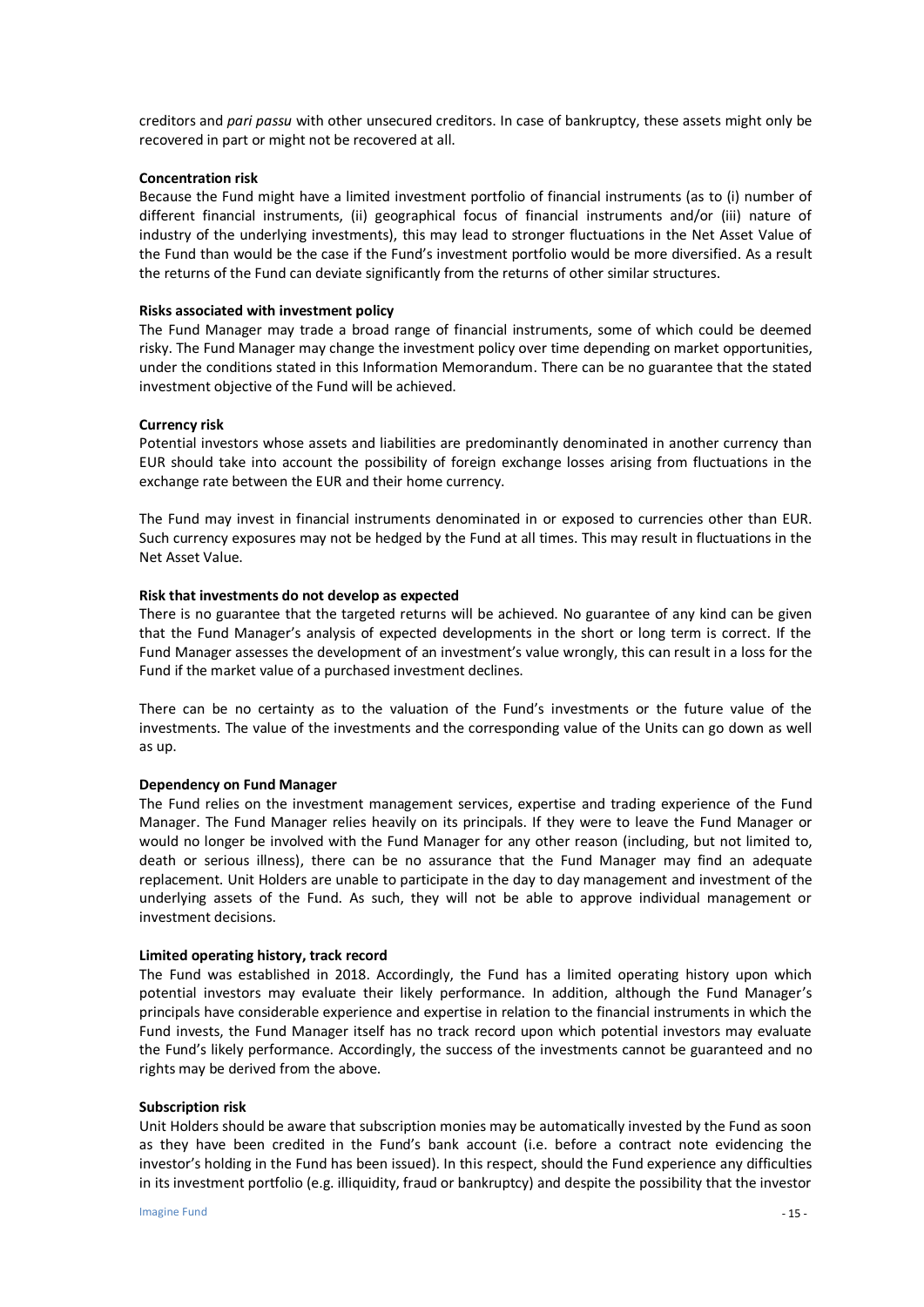creditors and *pari passu* with other unsecured creditors. In case of bankruptcy, these assets might only be recovered in part or might not be recovered at all.

**Concentration risk**

Because the Fund might have a limited investment portfolio of financial instruments (as to (i) number of different financial instruments, (ii) geographical focus of financial instruments and/or (iii) nature of industry of the underlying investments), this may lead to stronger fluctuations in the Net Asset Value of the Fund than would be the case if the Fund's investment portfolio would be more diversified. As a result the returns of the Fund can deviate significantly from the returns of other similar structures.

**Risks associated with investment policy**

The Fund Manager may trade a broad range of financial instruments, some of which could be deemed risky. The Fund Manager may change the investment policy over time depending on market opportunities, under the conditions stated in this Information Memorandum. There can be no guarantee that the stated investment objective of the Fund will be achieved.

**Currency risk**

Potential investors whose assets and liabilities are predominantly denominated in another currency than EUR should take into account the possibility of foreign exchange losses arising from fluctuations in the exchange rate between the EUR and their home currency.

The Fund may invest in financial instruments denominated in or exposed to currencies other than EUR. Such currency exposures may not be hedged by the Fund at all times. This may result in fluctuations in the Net Asset Value.

**Risk that investments do not develop as expected**

There is no guarantee that the targeted returns will be achieved. No guarantee of any kind can be given that the Fund Manager's analysis of expected developments in the short or long term is correct. If the Fund Manager assesses the development of an investment's value wrongly, this can result in a loss for the Fund if the market value of a purchased investment declines.

There can be no certainty as to the valuation of the Fund's investments or the future value of the investments. The value of the investments and the corresponding value of the Units can go down as well as up.

**Dependency on Fund Manager**

The Fund relies on the investment management services, expertise and trading experience of the Fund Manager. The Fund Manager relies heavily on its principals. If they were to leave the Fund Manager or would no longer be involved with the Fund Manager for any other reason (including, but not limited to, death or serious illness), there can be no assurance that the Fund Manager may find an adequate replacement. Unit Holders are unable to participate in the day to day management and investment of the underlying assets of the Fund. As such, they will not be able to approve individual management or investment decisions.

**Limited operating history, track record**

The Fund was established in 2018. Accordingly, the Fund has a limited operating history upon which potential investors may evaluate their likely performance. In addition, although the Fund Manager's principals have considerable experience and expertise in relation to the financial instruments in which the Fund invests, the Fund Manager itself has no track record upon which potential investors may evaluate the Fund's likely performance. Accordingly, the success of the investments cannot be guaranteed and no rights may be derived from the above.

**Subscription risk**

Unit Holders should be aware that subscription monies may be automatically invested by the Fund as soon as they have been credited in the Fund's bank account (i.e. before a contract note evidencing the investor's holding in the Fund has been issued). In this respect, should the Fund experience any difficulties in its investment portfolio (e.g. illiquidity, fraud or bankruptcy) and despite the possibility that the investor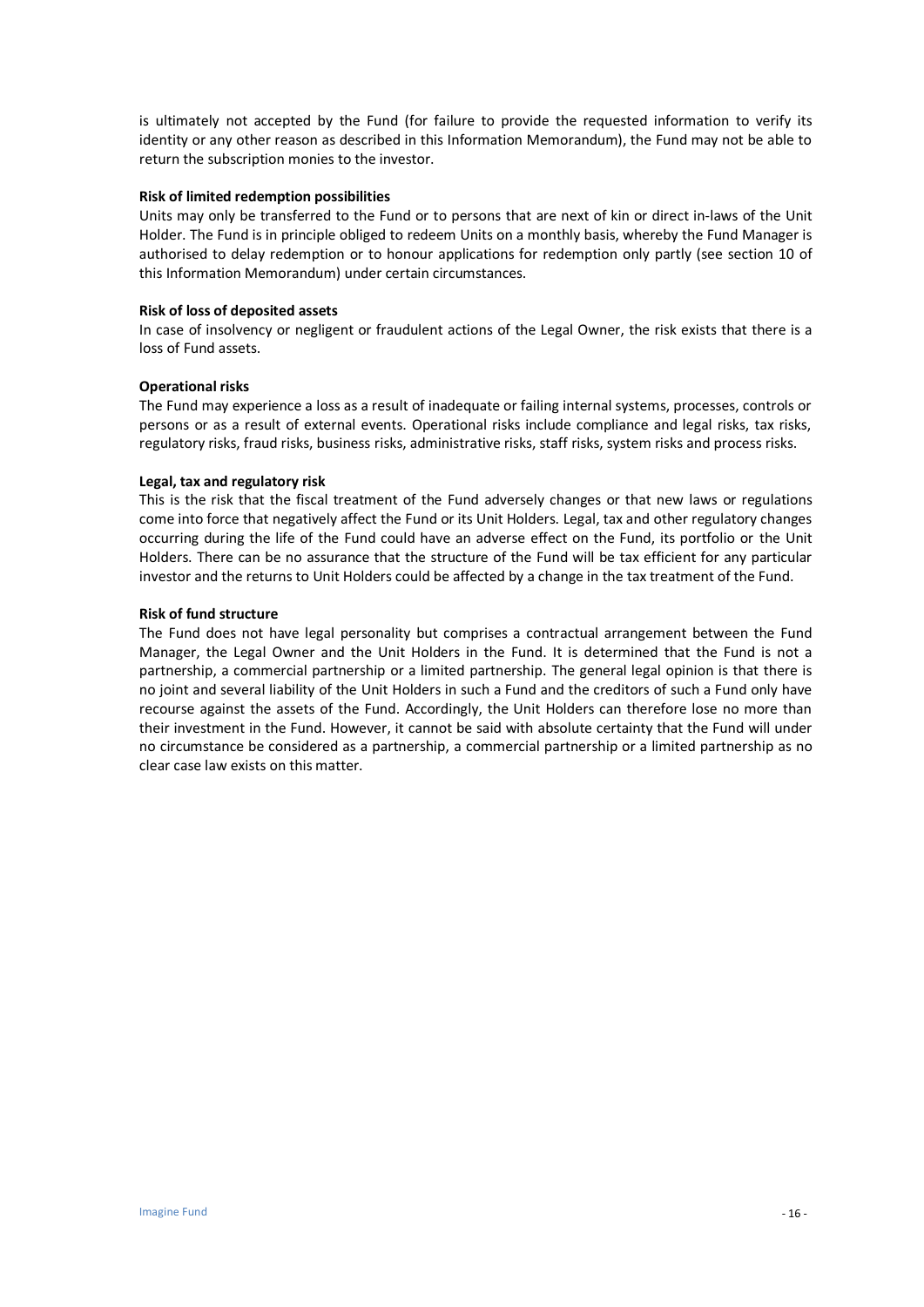is ultimately not accepted by the Fund (for failure to provide the requested information to verify its identity or any other reason as described in this Information Memorandum), the Fund may not be able to return the subscription monies to the investor.

**Risk of limited redemption possibilities**

Units may only be transferred to the Fund or to persons that are next of kin or direct in-laws of the Unit Holder. The Fund is in principle obliged to redeem Units on a monthly basis, whereby the Fund Manager is authorised to delay redemption or to honour applications for redemption only partly (see section 10 of this Information Memorandum) under certain circumstances.

**Risk of loss of deposited assets**

In case of insolvency or negligent or fraudulent actions of the Legal Owner, the risk exists that there is a loss of Fund assets.

**Operational risks**

The Fund may experience a loss as a result of inadequate or failing internal systems, processes, controls or persons or as a result of external events. Operational risks include compliance and legal risks, tax risks, regulatory risks, fraud risks, business risks, administrative risks, staff risks, system risks and process risks.

**Legal, tax and regulatory risk**

This is the risk that the fiscal treatment of the Fund adversely changes or that new laws or regulations come into force that negatively affect the Fund or its Unit Holders. Legal, tax and other regulatory changes occurring during the life of the Fund could have an adverse effect on the Fund, its portfolio or the Unit Holders. There can be no assurance that the structure of the Fund will be tax efficient for any particular investor and the returns to Unit Holders could be affected by a change in the tax treatment of the Fund.

**Risk of fund structure**

The Fund does not have legal personality but comprises a contractual arrangement between the Fund Manager, the Legal Owner and the Unit Holders in the Fund. It is determined that the Fund is not a partnership, a commercial partnership or a limited partnership. The general legal opinion is that there is no joint and several liability of the Unit Holders in such a Fund and the creditors of such a Fund only have recourse against the assets of the Fund. Accordingly, the Unit Holders can therefore lose no more than their investment in the Fund. However, it cannot be said with absolute certainty that the Fund will under no circumstance be considered as a partnership, a commercial partnership or a limited partnership as no clear case law exists on this matter.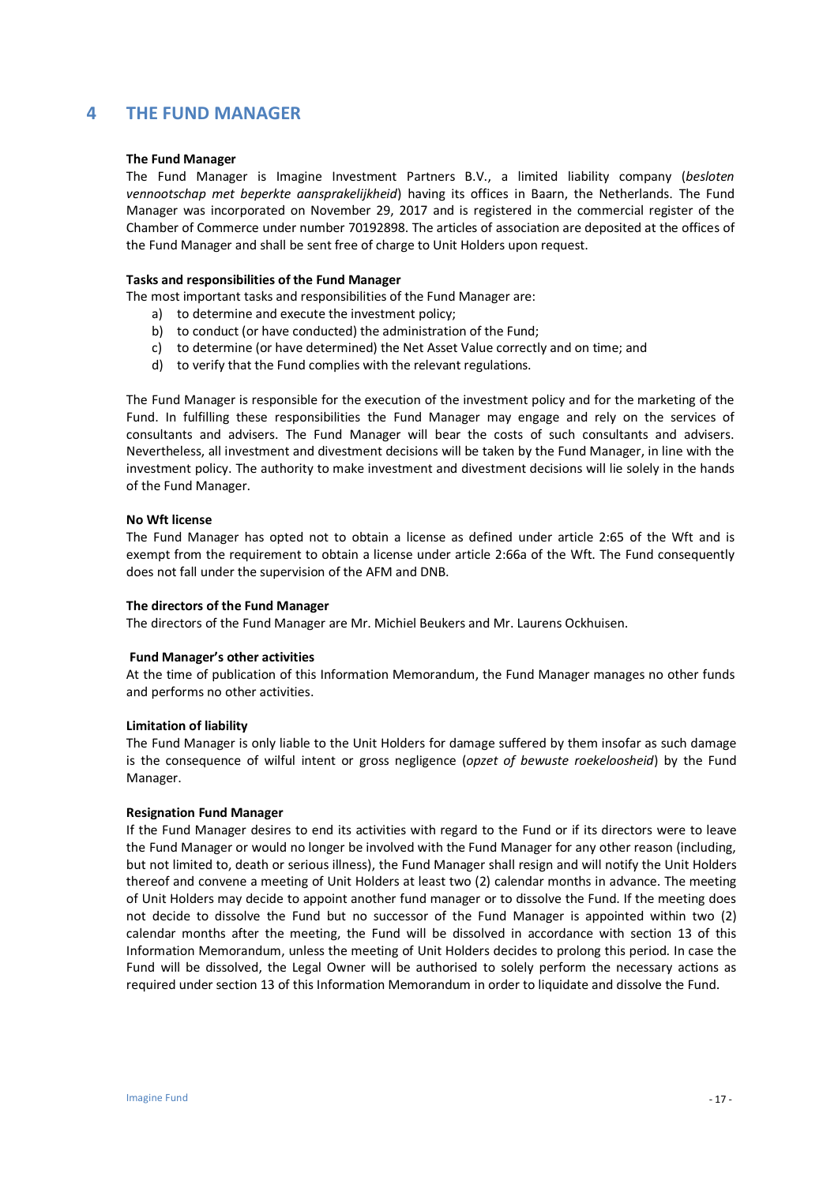# 4 THE FUND MANAGER

**The Fund Manager**

The Fund Manager is Imagine Investment Partners B.V., a limited liability company (*besloten vennootschap met beperkte aansprakelijkheid*) having its offices in Baarn, the Netherlands. The Fund Manager was incorporated on November 29, 2017 and is registered in the commercial register of the Chamber of Commerce under number 70192898. The articles of association are deposited at the offices of the Fund Manager and shall be sent free of charge to Unit Holders upon request.

**Tasks and responsibilities of the Fund Manager**

The most important tasks and responsibilities of the Fund Manager are:

a) to determine and execute the investment policy;
b) to conduct (or have conducted) the administration of the Fund;
c) to determine (or have determined) the Net Asset Value correctly and on time; and
d) to verify that the Fund complies with the relevant regulations.

The Fund Manager is responsible for the execution of the investment policy and for the marketing of the Fund. In fulfilling these responsibilities the Fund Manager may engage and rely on the services of consultants and advisers. The Fund Manager will bear the costs of such consultants and advisers. Nevertheless, all investment and divestment decisions will be taken by the Fund Manager, in line with the investment policy. The authority to make investment and divestment decisions will lie solely in the hands of the Fund Manager.

**No Wft license**

The Fund Manager has opted not to obtain a license as defined under article 2:65 of the Wft and is exempt from the requirement to obtain a license under article 2:66a of the Wft. The Fund consequently does not fall under the supervision of the AFM and DNB.

**The directors of the Fund Manager**

The directors of the Fund Manager are Mr. Michiel Beukers and Mr. Laurens Ockhuisen.

**Fund Manager's other activities**

At the time of publication of this Information Memorandum, the Fund Manager manages no other funds and performs no other activities.

**Limitation of liability**

The Fund Manager is only liable to the Unit Holders for damage suffered by them insofar as such damage is the consequence of wilful intent or gross negligence (*opzet of bewuste roekeloosheid*) by the Fund Manager.

**Resignation Fund Manager**

If the Fund Manager desires to end its activities with regard to the Fund or if its directors were to leave the Fund Manager or would no longer be involved with the Fund Manager for any other reason (including, but not limited to, death or serious illness), the Fund Manager shall resign and will notify the Unit Holders thereof and convene a meeting of Unit Holders at least two (2) calendar months in advance. The meeting of Unit Holders may decide to appoint another fund manager or to dissolve the Fund. If the meeting does not decide to dissolve the Fund but no successor of the Fund Manager is appointed within two (2) calendar months after the meeting, the Fund will be dissolved in accordance with section 13 of this Information Memorandum, unless the meeting of Unit Holders decides to prolong this period. In case the Fund will be dissolved, the Legal Owner will be authorised to solely perform the necessary actions as required under section 13 of this Information Memorandum in order to liquidate and dissolve the Fund.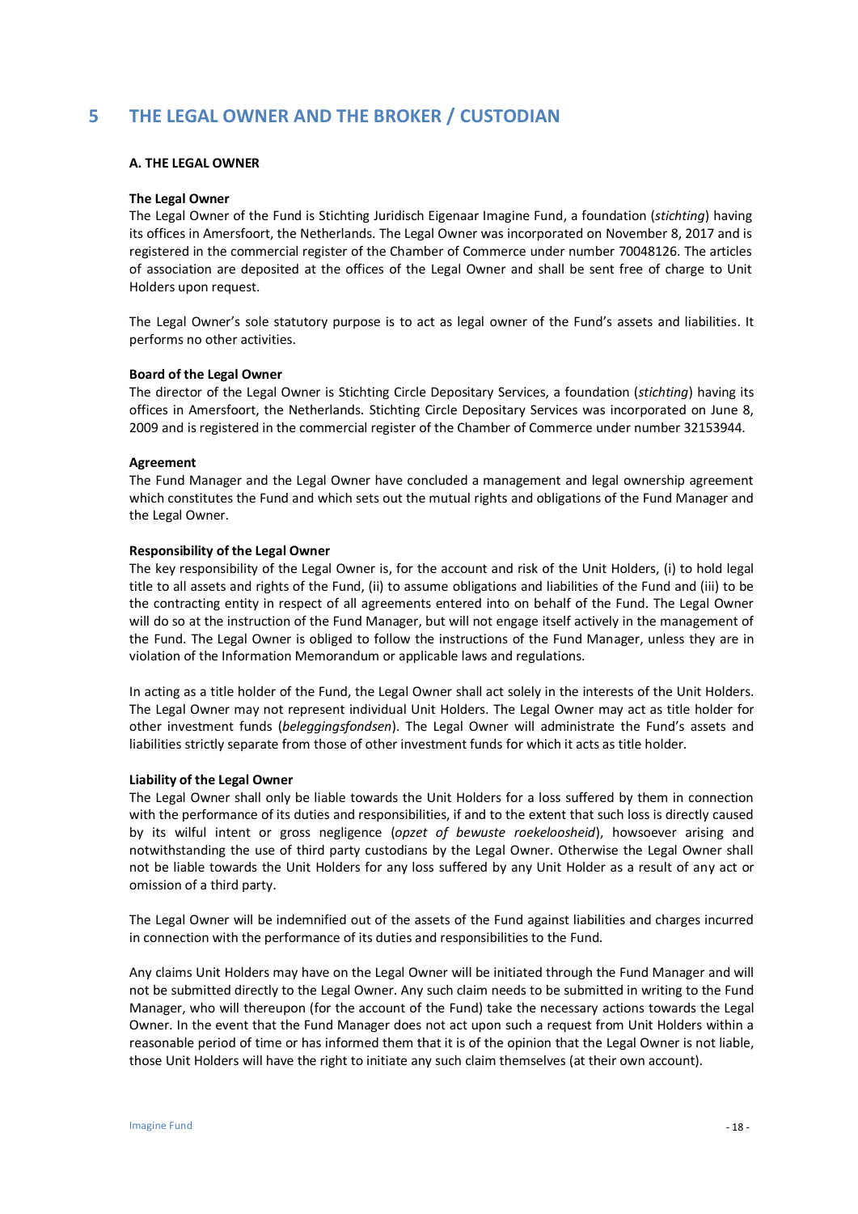# 5 THE LEGAL OWNER AND THE BROKER / CUSTODIAN

## A. THE LEGAL OWNER

### The Legal Owner

The Legal Owner of the Fund is Stichting Juridisch Eigenaar Imagine Fund, a foundation (*stichting*) having its offices in Amersfoort, the Netherlands. The Legal Owner was incorporated on November 8, 2017 and is registered in the commercial register of the Chamber of Commerce under number 70048126. The articles of association are deposited at the offices of the Legal Owner and shall be sent free of charge to Unit Holders upon request.

The Legal Owner's sole statutory purpose is to act as legal owner of the Fund's assets and liabilities. It performs no other activities.

### Board of the Legal Owner

The director of the Legal Owner is Stichting Circle Depositary Services, a foundation (*stichting*) having its offices in Amersfoort, the Netherlands. Stichting Circle Depositary Services was incorporated on June 8, 2009 and is registered in the commercial register of the Chamber of Commerce under number 32153944.

### Agreement

The Fund Manager and the Legal Owner have concluded a management and legal ownership agreement which constitutes the Fund and which sets out the mutual rights and obligations of the Fund Manager and the Legal Owner.

### Responsibility of the Legal Owner

The key responsibility of the Legal Owner is, for the account and risk of the Unit Holders, (i) to hold legal title to all assets and rights of the Fund, (ii) to assume obligations and liabilities of the Fund and (iii) to be the contracting entity in respect of all agreements entered into on behalf of the Fund. The Legal Owner will do so at the instruction of the Fund Manager, but will not engage itself actively in the management of the Fund. The Legal Owner is obliged to follow the instructions of the Fund Manager, unless they are in violation of the Information Memorandum or applicable laws and regulations.

In acting as a title holder of the Fund, the Legal Owner shall act solely in the interests of the Unit Holders. The Legal Owner may not represent individual Unit Holders. The Legal Owner may act as title holder for other investment funds (*beleggingsfondsen*). The Legal Owner will administrate the Fund's assets and liabilities strictly separate from those of other investment funds for which it acts as title holder.

### Liability of the Legal Owner

The Legal Owner shall only be liable towards the Unit Holders for a loss suffered by them in connection with the performance of its duties and responsibilities, if and to the extent that such loss is directly caused by its wilful intent or gross negligence (*opzet of bewuste roekeloosheid*), howsoever arising and notwithstanding the use of third party custodians by the Legal Owner. Otherwise the Legal Owner shall not be liable towards the Unit Holders for any loss suffered by any Unit Holder as a result of any act or omission of a third party.

The Legal Owner will be indemnified out of the assets of the Fund against liabilities and charges incurred in connection with the performance of its duties and responsibilities to the Fund.

Any claims Unit Holders may have on the Legal Owner will be initiated through the Fund Manager and will not be submitted directly to the Legal Owner. Any such claim needs to be submitted in writing to the Fund Manager, who will thereupon (for the account of the Fund) take the necessary actions towards the Legal Owner. In the event that the Fund Manager does not act upon such a request from Unit Holders within a reasonable period of time or has informed them that it is of the opinion that the Legal Owner is not liable, those Unit Holders will have the right to initiate any such claim themselves (at their own account).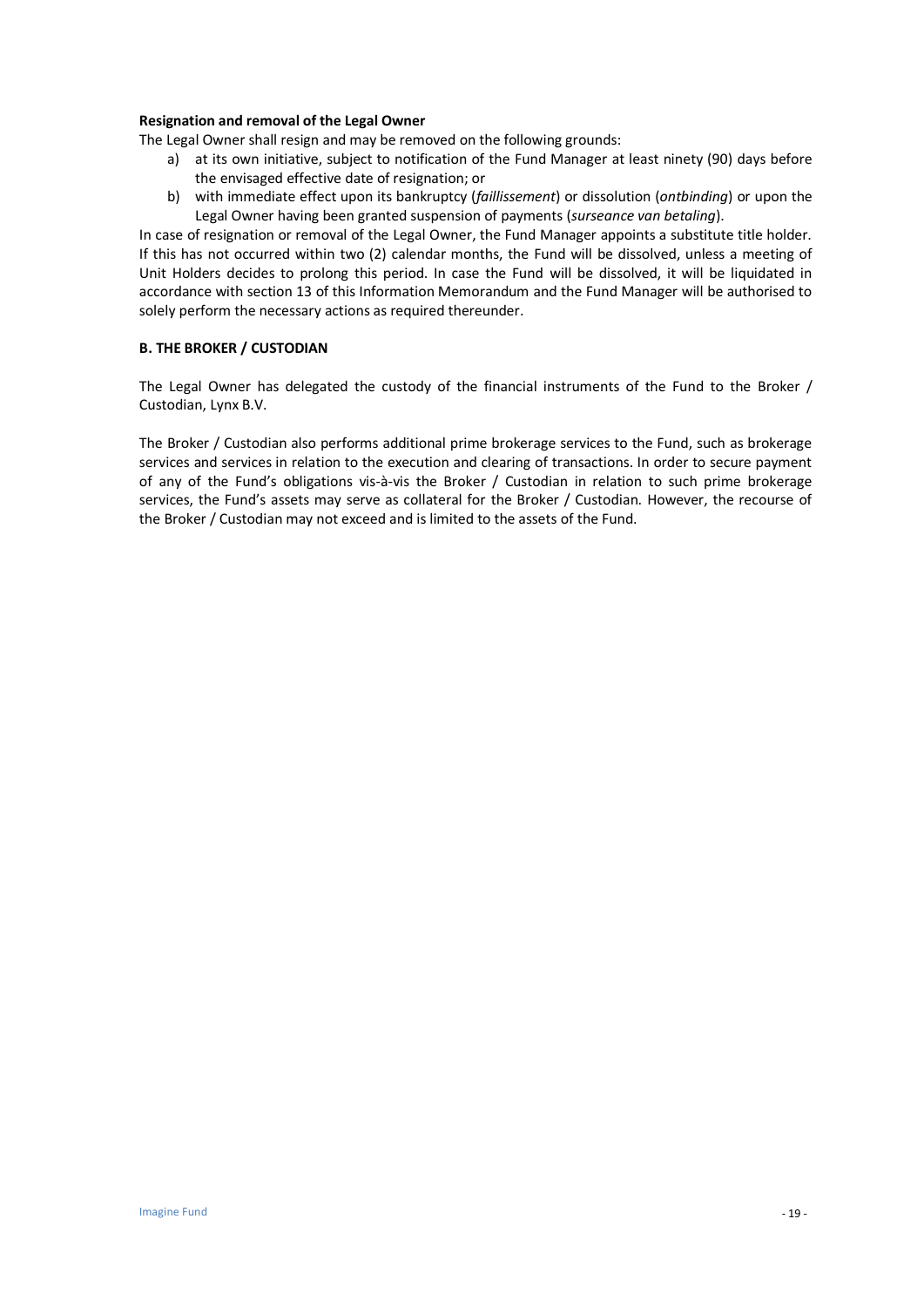**Resignation and removal of the Legal Owner**

The Legal Owner shall resign and may be removed on the following grounds:

a) at its own initiative, subject to notification of the Fund Manager at least ninety (90) days before the envisaged effective date of resignation; or
b) with immediate effect upon its bankruptcy (*faillissement*) or dissolution (*ontbinding*) or upon the Legal Owner having been granted suspension of payments (*surseance van betaling*).

In case of resignation or removal of the Legal Owner, the Fund Manager appoints a substitute title holder. If this has not occurred within two (2) calendar months, the Fund will be dissolved, unless a meeting of Unit Holders decides to prolong this period. In case the Fund will be dissolved, it will be liquidated in accordance with section 13 of this Information Memorandum and the Fund Manager will be authorised to solely perform the necessary actions as required thereunder.

**B. THE BROKER / CUSTODIAN**

The Legal Owner has delegated the custody of the financial instruments of the Fund to the Broker / Custodian, Lynx B.V.

The Broker / Custodian also performs additional prime brokerage services to the Fund, such as brokerage services and services in relation to the execution and clearing of transactions. In order to secure payment of any of the Fund's obligations vis-à-vis the Broker / Custodian in relation to such prime brokerage services, the Fund's assets may serve as collateral for the Broker / Custodian. However, the recourse of the Broker / Custodian may not exceed and is limited to the assets of the Fund.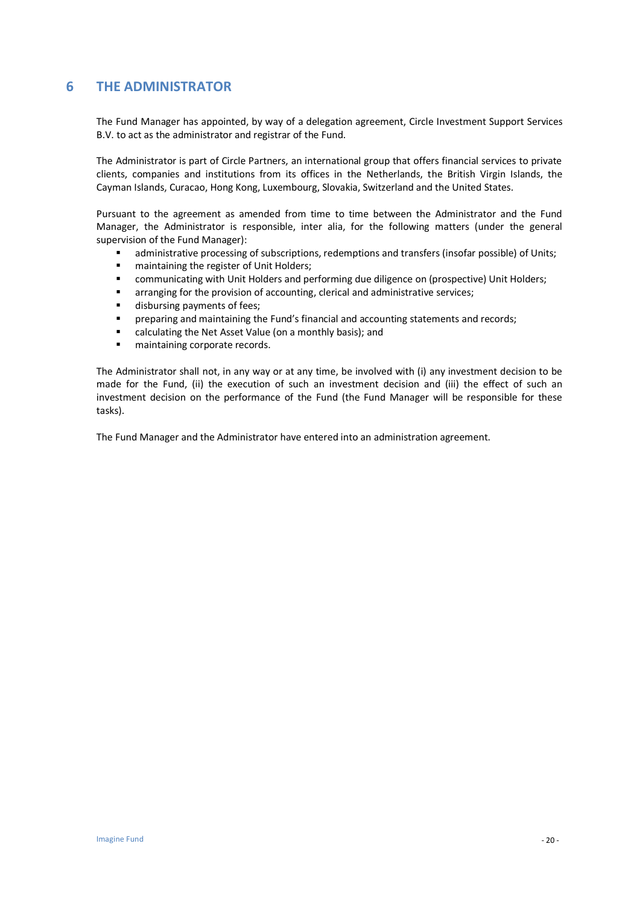# 6 THE ADMINISTRATOR

The Fund Manager has appointed, by way of a delegation agreement, Circle Investment Support Services B.V. to act as the administrator and registrar of the Fund.

The Administrator is part of Circle Partners, an international group that offers financial services to private clients, companies and institutions from its offices in the Netherlands, the British Virgin Islands, the Cayman Islands, Curacao, Hong Kong, Luxembourg, Slovakia, Switzerland and the United States.

Pursuant to the agreement as amended from time to time between the Administrator and the Fund Manager, the Administrator is responsible, inter alia, for the following matters (under the general supervision of the Fund Manager):

- administrative processing of subscriptions, redemptions and transfers (insofar possible) of Units;
- maintaining the register of Unit Holders;
- communicating with Unit Holders and performing due diligence on (prospective) Unit Holders;
- arranging for the provision of accounting, clerical and administrative services;
- disbursing payments of fees;
- preparing and maintaining the Fund's financial and accounting statements and records;
- calculating the Net Asset Value (on a monthly basis); and
- maintaining corporate records.

The Administrator shall not, in any way or at any time, be involved with (i) any investment decision to be made for the Fund, (ii) the execution of such an investment decision and (iii) the effect of such an investment decision on the performance of the Fund (the Fund Manager will be responsible for these tasks).

The Fund Manager and the Administrator have entered into an administration agreement.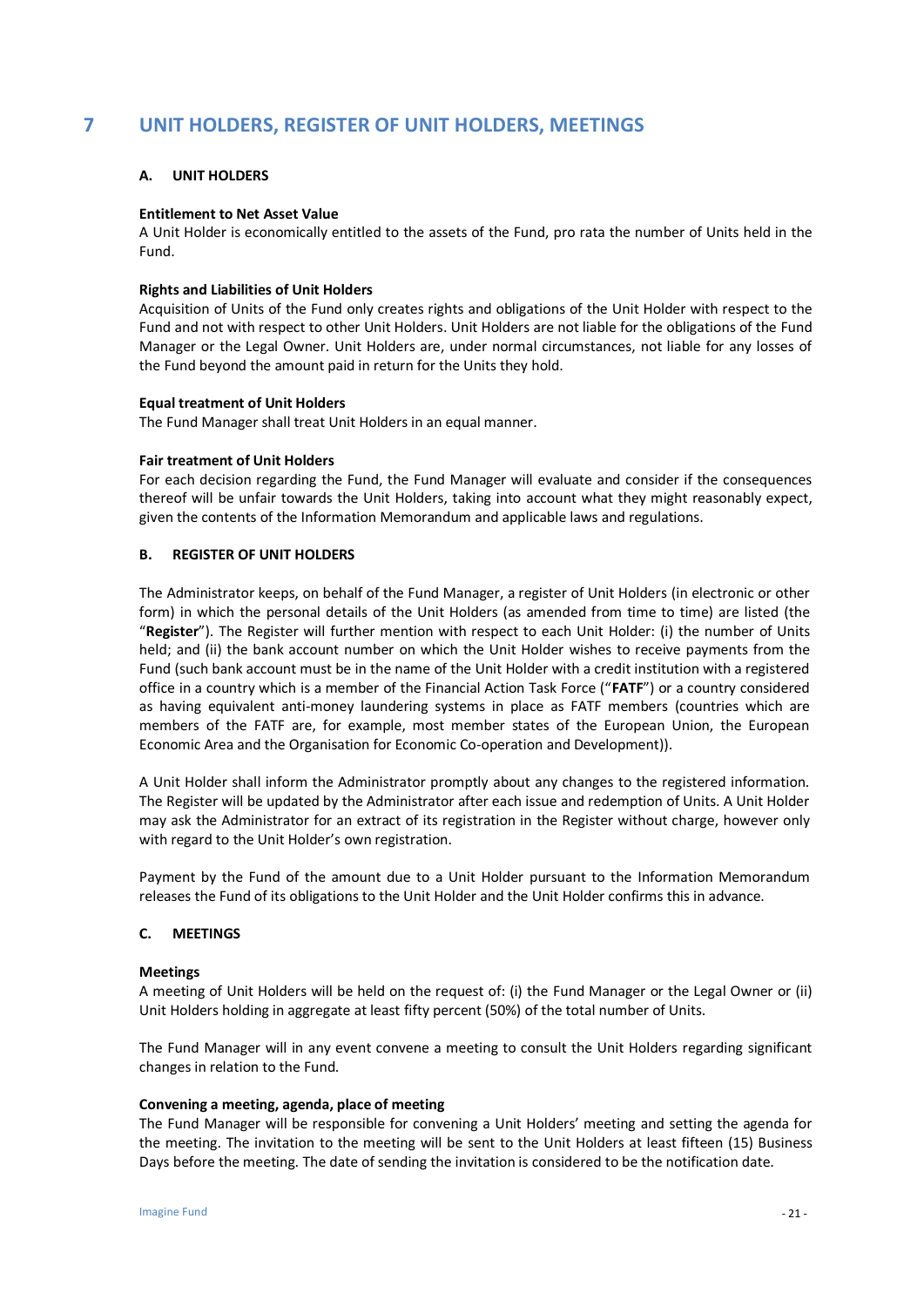# 7 UNIT HOLDERS, REGISTER OF UNIT HOLDERS, MEETINGS

## A. UNIT HOLDERS

**Entitlement to Net Asset Value**
A Unit Holder is economically entitled to the assets of the Fund, pro rata the number of Units held in the Fund.

**Rights and Liabilities of Unit Holders**
Acquisition of Units of the Fund only creates rights and obligations of the Unit Holder with respect to the Fund and not with respect to other Unit Holders. Unit Holders are not liable for the obligations of the Fund Manager or the Legal Owner. Unit Holders are, under normal circumstances, not liable for any losses of the Fund beyond the amount paid in return for the Units they hold.

**Equal treatment of Unit Holders**
The Fund Manager shall treat Unit Holders in an equal manner.

**Fair treatment of Unit Holders**
For each decision regarding the Fund, the Fund Manager will evaluate and consider if the consequences thereof will be unfair towards the Unit Holders, taking into account what they might reasonably expect, given the contents of the Information Memorandum and applicable laws and regulations.

## B. REGISTER OF UNIT HOLDERS

The Administrator keeps, on behalf of the Fund Manager, a register of Unit Holders (in electronic or other form) in which the personal details of the Unit Holders (as amended from time to time) are listed (the "**Register**"). The Register will further mention with respect to each Unit Holder: (i) the number of Units held; and (ii) the bank account number on which the Unit Holder wishes to receive payments from the Fund (such bank account must be in the name of the Unit Holder with a credit institution with a registered office in a country which is a member of the Financial Action Task Force ("**FATF**") or a country considered as having equivalent anti-money laundering systems in place as FATF members (countries which are members of the FATF are, for example, most member states of the European Union, the European Economic Area and the Organisation for Economic Co-operation and Development)).

A Unit Holder shall inform the Administrator promptly about any changes to the registered information. The Register will be updated by the Administrator after each issue and redemption of Units. A Unit Holder may ask the Administrator for an extract of its registration in the Register without charge, however only with regard to the Unit Holder's own registration.

Payment by the Fund of the amount due to a Unit Holder pursuant to the Information Memorandum releases the Fund of its obligations to the Unit Holder and the Unit Holder confirms this in advance.

## C. MEETINGS

**Meetings**
A meeting of Unit Holders will be held on the request of: (i) the Fund Manager or the Legal Owner or (ii) Unit Holders holding in aggregate at least fifty percent (50%) of the total number of Units.

The Fund Manager will in any event convene a meeting to consult the Unit Holders regarding significant changes in relation to the Fund.

**Convening a meeting, agenda, place of meeting**
The Fund Manager will be responsible for convening a Unit Holders' meeting and setting the agenda for the meeting. The invitation to the meeting will be sent to the Unit Holders at least fifteen (15) Business Days before the meeting. The date of sending the invitation is considered to be the notification date.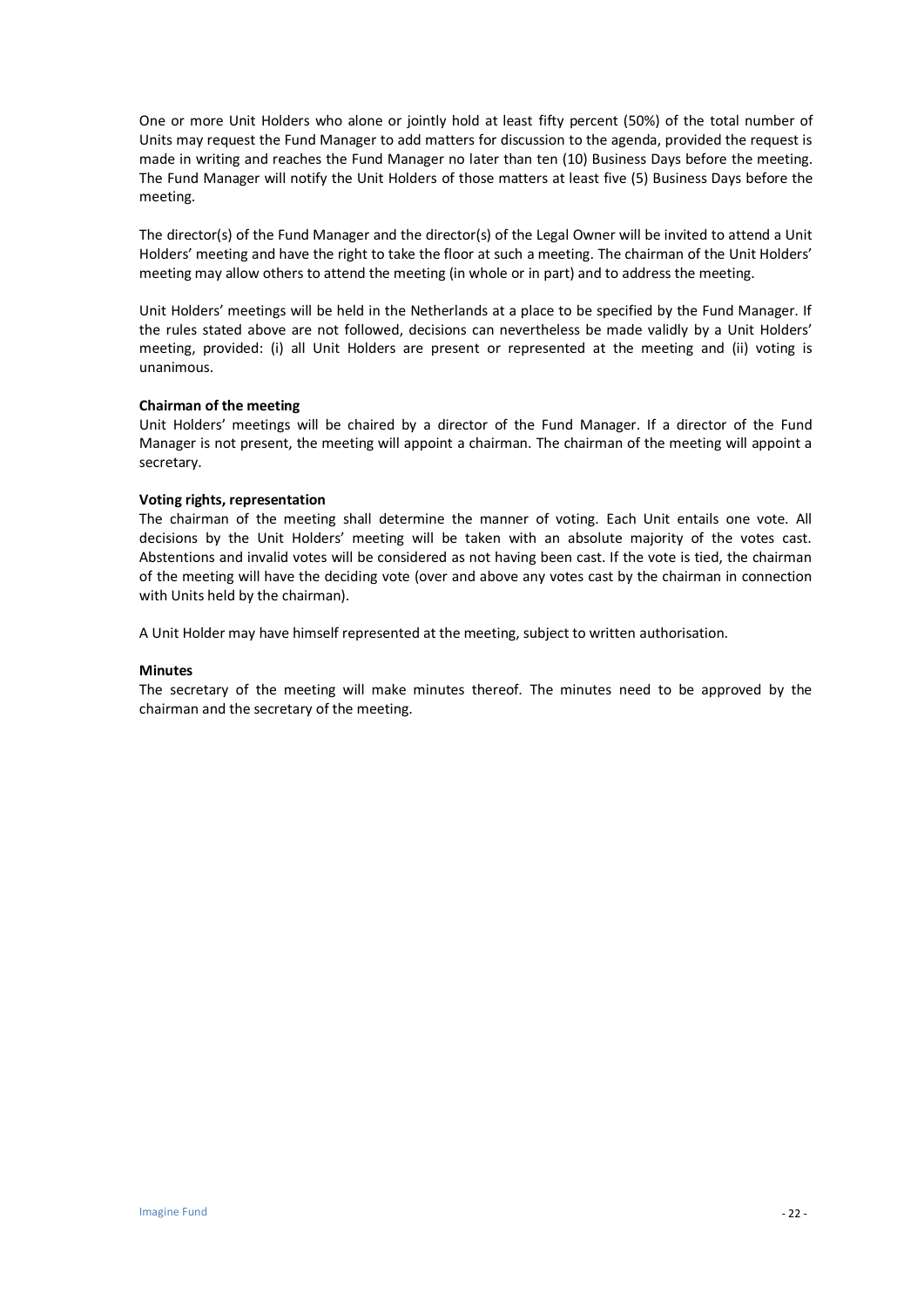One or more Unit Holders who alone or jointly hold at least fifty percent (50%) of the total number of Units may request the Fund Manager to add matters for discussion to the agenda, provided the request is made in writing and reaches the Fund Manager no later than ten (10) Business Days before the meeting. The Fund Manager will notify the Unit Holders of those matters at least five (5) Business Days before the meeting.

The director(s) of the Fund Manager and the director(s) of the Legal Owner will be invited to attend a Unit Holders' meeting and have the right to take the floor at such a meeting. The chairman of the Unit Holders' meeting may allow others to attend the meeting (in whole or in part) and to address the meeting.

Unit Holders' meetings will be held in the Netherlands at a place to be specified by the Fund Manager. If the rules stated above are not followed, decisions can nevertheless be made validly by a Unit Holders' meeting, provided: (i) all Unit Holders are present or represented at the meeting and (ii) voting is unanimous.

**Chairman of the meeting**

Unit Holders' meetings will be chaired by a director of the Fund Manager. If a director of the Fund Manager is not present, the meeting will appoint a chairman. The chairman of the meeting will appoint a secretary.

**Voting rights, representation**

The chairman of the meeting shall determine the manner of voting. Each Unit entails one vote. All decisions by the Unit Holders' meeting will be taken with an absolute majority of the votes cast. Abstentions and invalid votes will be considered as not having been cast. If the vote is tied, the chairman of the meeting will have the deciding vote (over and above any votes cast by the chairman in connection with Units held by the chairman).

A Unit Holder may have himself represented at the meeting, subject to written authorisation.

**Minutes**

The secretary of the meeting will make minutes thereof. The minutes need to be approved by the chairman and the secretary of the meeting.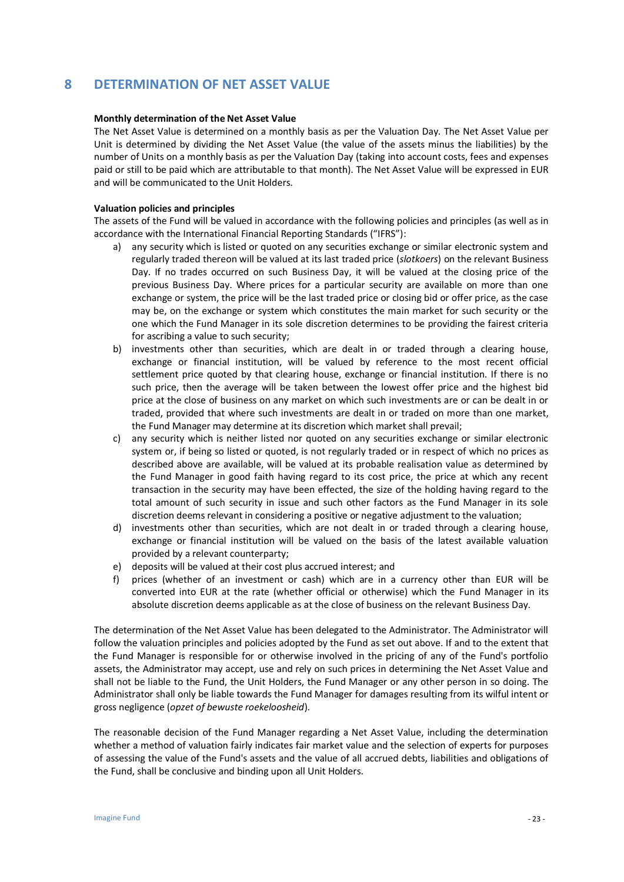# 8 DETERMINATION OF NET ASSET VALUE

**Monthly determination of the Net Asset Value**

The Net Asset Value is determined on a monthly basis as per the Valuation Day. The Net Asset Value per Unit is determined by dividing the Net Asset Value (the value of the assets minus the liabilities) by the number of Units on a monthly basis as per the Valuation Day (taking into account costs, fees and expenses paid or still to be paid which are attributable to that month). The Net Asset Value will be expressed in EUR and will be communicated to the Unit Holders.

**Valuation policies and principles**

The assets of the Fund will be valued in accordance with the following policies and principles (as well as in accordance with the International Financial Reporting Standards ("IFRS"):

a) any security which is listed or quoted on any securities exchange or similar electronic system and regularly traded thereon will be valued at its last traded price (*slotkoers*) on the relevant Business Day. If no trades occurred on such Business Day, it will be valued at the closing price of the previous Business Day. Where prices for a particular security are available on more than one exchange or system, the price will be the last traded price or closing bid or offer price, as the case may be, on the exchange or system which constitutes the main market for such security or the one which the Fund Manager in its sole discretion determines to be providing the fairest criteria for ascribing a value to such security;
b) investments other than securities, which are dealt in or traded through a clearing house, exchange or financial institution, will be valued by reference to the most recent official settlement price quoted by that clearing house, exchange or financial institution. If there is no such price, then the average will be taken between the lowest offer price and the highest bid price at the close of business on any market on which such investments are or can be dealt in or traded, provided that where such investments are dealt in or traded on more than one market, the Fund Manager may determine at its discretion which market shall prevail;
c) any security which is neither listed nor quoted on any securities exchange or similar electronic system or, if being so listed or quoted, is not regularly traded or in respect of which no prices as described above are available, will be valued at its probable realisation value as determined by the Fund Manager in good faith having regard to its cost price, the price at which any recent transaction in the security may have been effected, the size of the holding having regard to the total amount of such security in issue and such other factors as the Fund Manager in its sole discretion deems relevant in considering a positive or negative adjustment to the valuation;
d) investments other than securities, which are not dealt in or traded through a clearing house, exchange or financial institution will be valued on the basis of the latest available valuation provided by a relevant counterparty;
e) deposits will be valued at their cost plus accrued interest; and
f) prices (whether of an investment or cash) which are in a currency other than EUR will be converted into EUR at the rate (whether official or otherwise) which the Fund Manager in its absolute discretion deems applicable as at the close of business on the relevant Business Day.

The determination of the Net Asset Value has been delegated to the Administrator. The Administrator will follow the valuation principles and policies adopted by the Fund as set out above. If and to the extent that the Fund Manager is responsible for or otherwise involved in the pricing of any of the Fund's portfolio assets, the Administrator may accept, use and rely on such prices in determining the Net Asset Value and shall not be liable to the Fund, the Unit Holders, the Fund Manager or any other person in so doing. The Administrator shall only be liable towards the Fund Manager for damages resulting from its wilful intent or gross negligence (*opzet of bewuste roekeloosheid*).

The reasonable decision of the Fund Manager regarding a Net Asset Value, including the determination whether a method of valuation fairly indicates fair market value and the selection of experts for purposes of assessing the value of the Fund's assets and the value of all accrued debts, liabilities and obligations of the Fund, shall be conclusive and binding upon all Unit Holders.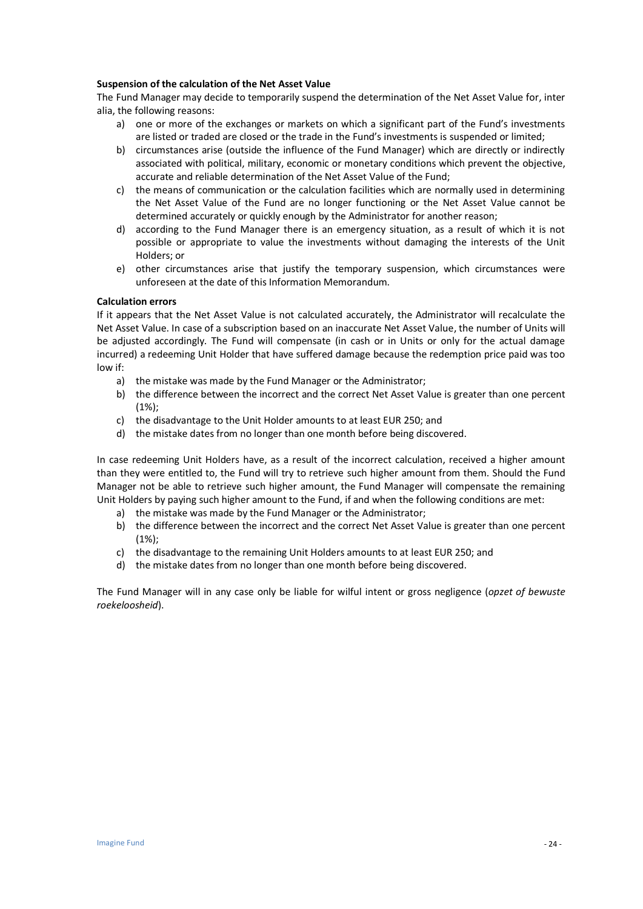**Suspension of the calculation of the Net Asset Value**

The Fund Manager may decide to temporarily suspend the determination of the Net Asset Value for, inter alia, the following reasons:

a) one or more of the exchanges or markets on which a significant part of the Fund's investments are listed or traded are closed or the trade in the Fund's investments is suspended or limited;
b) circumstances arise (outside the influence of the Fund Manager) which are directly or indirectly associated with political, military, economic or monetary conditions which prevent the objective, accurate and reliable determination of the Net Asset Value of the Fund;
c) the means of communication or the calculation facilities which are normally used in determining the Net Asset Value of the Fund are no longer functioning or the Net Asset Value cannot be determined accurately or quickly enough by the Administrator for another reason;
d) according to the Fund Manager there is an emergency situation, as a result of which it is not possible or appropriate to value the investments without damaging the interests of the Unit Holders; or
e) other circumstances arise that justify the temporary suspension, which circumstances were unforeseen at the date of this Information Memorandum.

**Calculation errors**

If it appears that the Net Asset Value is not calculated accurately, the Administrator will recalculate the Net Asset Value. In case of a subscription based on an inaccurate Net Asset Value, the number of Units will be adjusted accordingly. The Fund will compensate (in cash or in Units or only for the actual damage incurred) a redeeming Unit Holder that have suffered damage because the redemption price paid was too low if:

a) the mistake was made by the Fund Manager or the Administrator;
b) the difference between the incorrect and the correct Net Asset Value is greater than one percent (1%);
c) the disadvantage to the Unit Holder amounts to at least EUR 250; and
d) the mistake dates from no longer than one month before being discovered.

In case redeeming Unit Holders have, as a result of the incorrect calculation, received a higher amount than they were entitled to, the Fund will try to retrieve such higher amount from them. Should the Fund Manager not be able to retrieve such higher amount, the Fund Manager will compensate the remaining Unit Holders by paying such higher amount to the Fund, if and when the following conditions are met:

a) the mistake was made by the Fund Manager or the Administrator;
b) the difference between the incorrect and the correct Net Asset Value is greater than one percent (1%);
c) the disadvantage to the remaining Unit Holders amounts to at least EUR 250; and
d) the mistake dates from no longer than one month before being discovered.

The Fund Manager will in any case only be liable for wilful intent or gross negligence (*opzet of bewuste roekeloosheid*).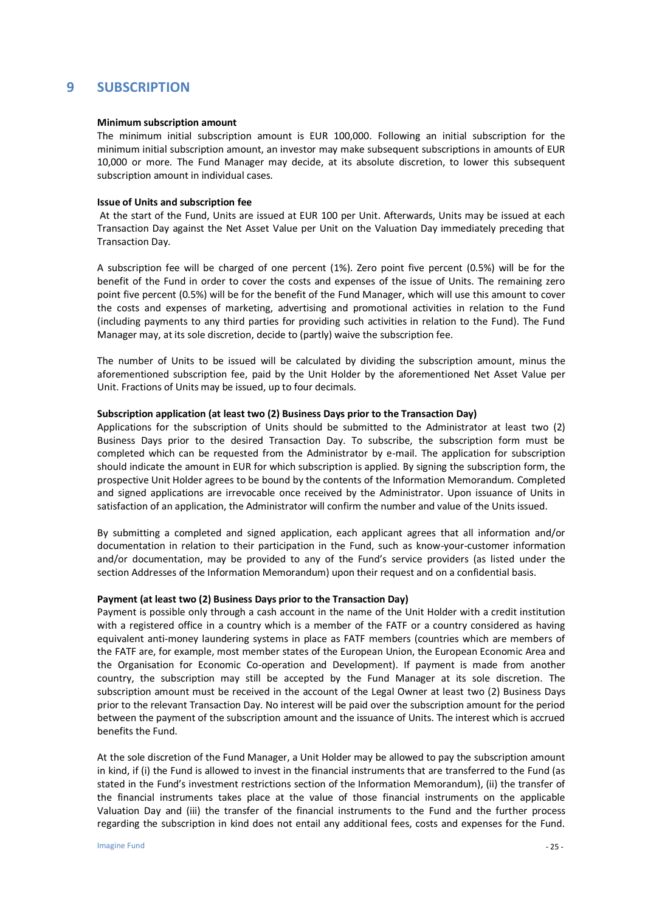# 9 SUBSCRIPTION

**Minimum subscription amount**

The minimum initial subscription amount is EUR 100,000. Following an initial subscription for the minimum initial subscription amount, an investor may make subsequent subscriptions in amounts of EUR 10,000 or more. The Fund Manager may decide, at its absolute discretion, to lower this subsequent subscription amount in individual cases.

**Issue of Units and subscription fee**

At the start of the Fund, Units are issued at EUR 100 per Unit. Afterwards, Units may be issued at each Transaction Day against the Net Asset Value per Unit on the Valuation Day immediately preceding that Transaction Day.

A subscription fee will be charged of one percent (1%). Zero point five percent (0.5%) will be for the benefit of the Fund in order to cover the costs and expenses of the issue of Units. The remaining zero point five percent (0.5%) will be for the benefit of the Fund Manager, which will use this amount to cover the costs and expenses of marketing, advertising and promotional activities in relation to the Fund (including payments to any third parties for providing such activities in relation to the Fund). The Fund Manager may, at its sole discretion, decide to (partly) waive the subscription fee.

The number of Units to be issued will be calculated by dividing the subscription amount, minus the aforementioned subscription fee, paid by the Unit Holder by the aforementioned Net Asset Value per Unit. Fractions of Units may be issued, up to four decimals.

**Subscription application (at least two (2) Business Days prior to the Transaction Day)**

Applications for the subscription of Units should be submitted to the Administrator at least two (2) Business Days prior to the desired Transaction Day. To subscribe, the subscription form must be completed which can be requested from the Administrator by e-mail. The application for subscription should indicate the amount in EUR for which subscription is applied. By signing the subscription form, the prospective Unit Holder agrees to be bound by the contents of the Information Memorandum. Completed and signed applications are irrevocable once received by the Administrator. Upon issuance of Units in satisfaction of an application, the Administrator will confirm the number and value of the Units issued.

By submitting a completed and signed application, each applicant agrees that all information and/or documentation in relation to their participation in the Fund, such as know-your-customer information and/or documentation, may be provided to any of the Fund's service providers (as listed under the section Addresses of the Information Memorandum) upon their request and on a confidential basis.

**Payment (at least two (2) Business Days prior to the Transaction Day)**

Payment is possible only through a cash account in the name of the Unit Holder with a credit institution with a registered office in a country which is a member of the FATF or a country considered as having equivalent anti-money laundering systems in place as FATF members (countries which are members of the FATF are, for example, most member states of the European Union, the European Economic Area and the Organisation for Economic Co-operation and Development). If payment is made from another country, the subscription may still be accepted by the Fund Manager at its sole discretion. The subscription amount must be received in the account of the Legal Owner at least two (2) Business Days prior to the relevant Transaction Day. No interest will be paid over the subscription amount for the period between the payment of the subscription amount and the issuance of Units. The interest which is accrued benefits the Fund.

At the sole discretion of the Fund Manager, a Unit Holder may be allowed to pay the subscription amount in kind, if (i) the Fund is allowed to invest in the financial instruments that are transferred to the Fund (as stated in the Fund's investment restrictions section of the Information Memorandum), (ii) the transfer of the financial instruments takes place at the value of those financial instruments on the applicable Valuation Day and (iii) the transfer of the financial instruments to the Fund and the further process regarding the subscription in kind does not entail any additional fees, costs and expenses for the Fund.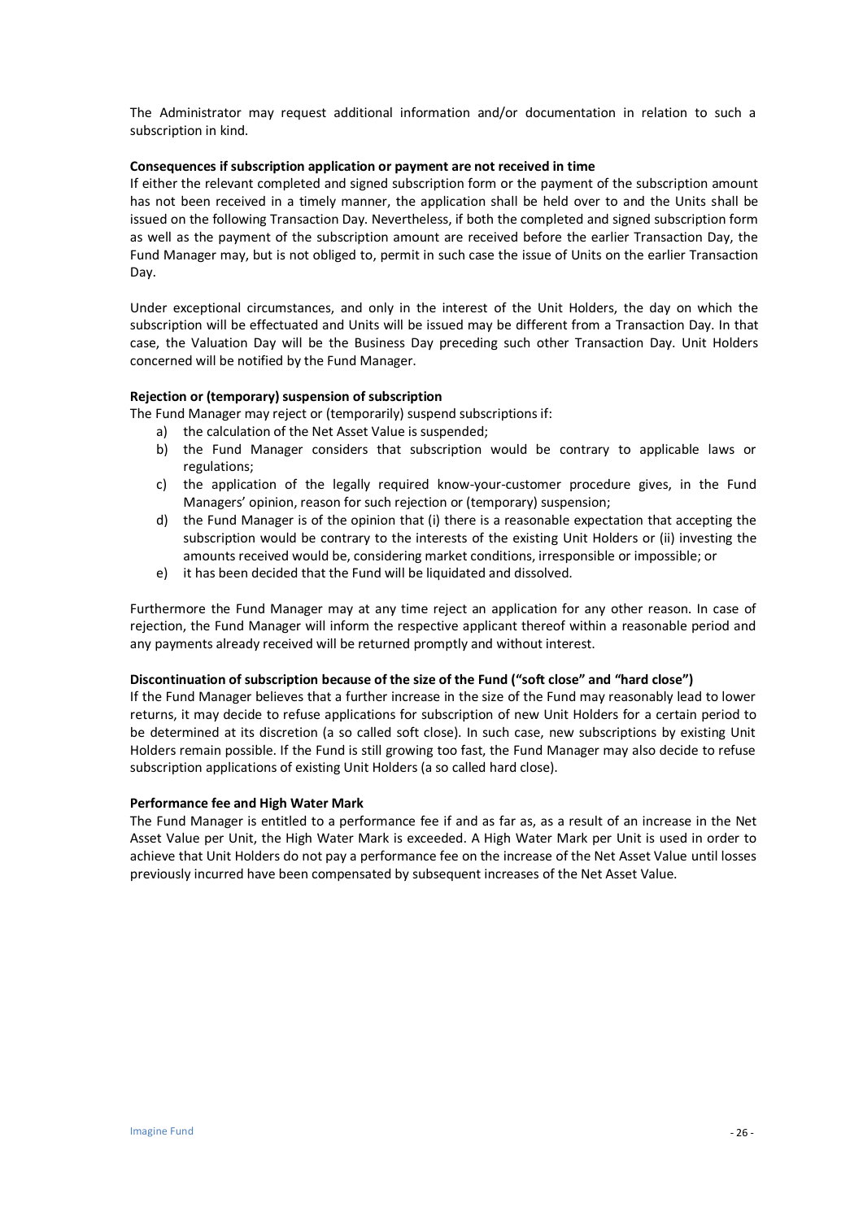The Administrator may request additional information and/or documentation in relation to such a subscription in kind.

**Consequences if subscription application or payment are not received in time**

If either the relevant completed and signed subscription form or the payment of the subscription amount has not been received in a timely manner, the application shall be held over to and the Units shall be issued on the following Transaction Day. Nevertheless, if both the completed and signed subscription form as well as the payment of the subscription amount are received before the earlier Transaction Day, the Fund Manager may, but is not obliged to, permit in such case the issue of Units on the earlier Transaction Day.

Under exceptional circumstances, and only in the interest of the Unit Holders, the day on which the subscription will be effectuated and Units will be issued may be different from a Transaction Day. In that case, the Valuation Day will be the Business Day preceding such other Transaction Day. Unit Holders concerned will be notified by the Fund Manager.

**Rejection or (temporary) suspension of subscription**

The Fund Manager may reject or (temporarily) suspend subscriptions if:

a) the calculation of the Net Asset Value is suspended;
b) the Fund Manager considers that subscription would be contrary to applicable laws or regulations;
c) the application of the legally required know-your-customer procedure gives, in the Fund Managers' opinion, reason for such rejection or (temporary) suspension;
d) the Fund Manager is of the opinion that (i) there is a reasonable expectation that accepting the subscription would be contrary to the interests of the existing Unit Holders or (ii) investing the amounts received would be, considering market conditions, irresponsible or impossible; or
e) it has been decided that the Fund will be liquidated and dissolved.

Furthermore the Fund Manager may at any time reject an application for any other reason. In case of rejection, the Fund Manager will inform the respective applicant thereof within a reasonable period and any payments already received will be returned promptly and without interest.

**Discontinuation of subscription because of the size of the Fund ("soft close" and "hard close")**

If the Fund Manager believes that a further increase in the size of the Fund may reasonably lead to lower returns, it may decide to refuse applications for subscription of new Unit Holders for a certain period to be determined at its discretion (a so called soft close). In such case, new subscriptions by existing Unit Holders remain possible. If the Fund is still growing too fast, the Fund Manager may also decide to refuse subscription applications of existing Unit Holders (a so called hard close).

**Performance fee and High Water Mark**

The Fund Manager is entitled to a performance fee if and as far as, as a result of an increase in the Net Asset Value per Unit, the High Water Mark is exceeded. A High Water Mark per Unit is used in order to achieve that Unit Holders do not pay a performance fee on the increase of the Net Asset Value until losses previously incurred have been compensated by subsequent increases of the Net Asset Value.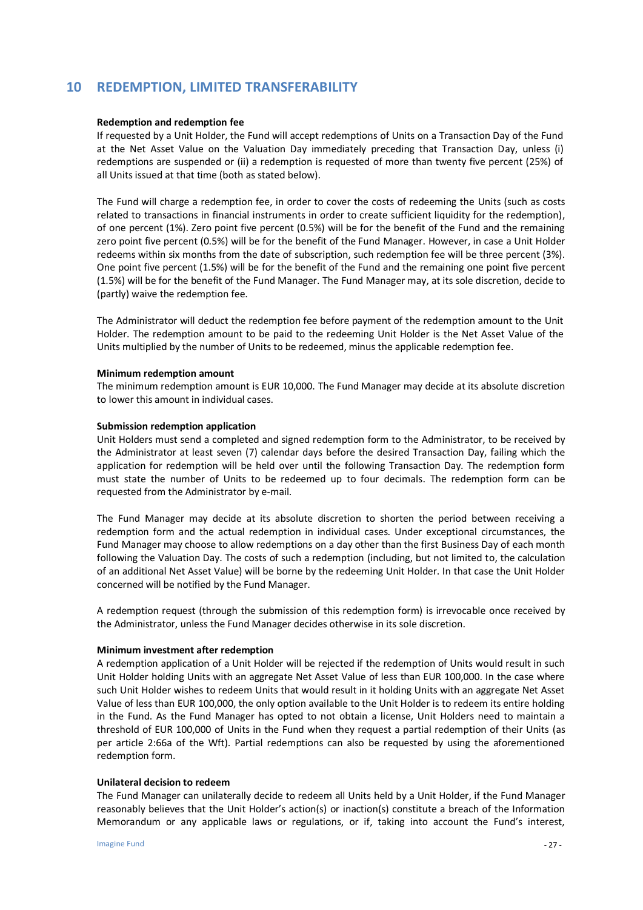# 10 REDEMPTION, LIMITED TRANSFERABILITY

**Redemption and redemption fee**

If requested by a Unit Holder, the Fund will accept redemptions of Units on a Transaction Day of the Fund at the Net Asset Value on the Valuation Day immediately preceding that Transaction Day, unless (i) redemptions are suspended or (ii) a redemption is requested of more than twenty five percent (25%) of all Units issued at that time (both as stated below).

The Fund will charge a redemption fee, in order to cover the costs of redeeming the Units (such as costs related to transactions in financial instruments in order to create sufficient liquidity for the redemption), of one percent (1%). Zero point five percent (0.5%) will be for the benefit of the Fund and the remaining zero point five percent (0.5%) will be for the benefit of the Fund Manager. However, in case a Unit Holder redeems within six months from the date of subscription, such redemption fee will be three percent (3%). One point five percent (1.5%) will be for the benefit of the Fund and the remaining one point five percent (1.5%) will be for the benefit of the Fund Manager. The Fund Manager may, at its sole discretion, decide to (partly) waive the redemption fee.

The Administrator will deduct the redemption fee before payment of the redemption amount to the Unit Holder. The redemption amount to be paid to the redeeming Unit Holder is the Net Asset Value of the Units multiplied by the number of Units to be redeemed, minus the applicable redemption fee.

**Minimum redemption amount**

The minimum redemption amount is EUR 10,000. The Fund Manager may decide at its absolute discretion to lower this amount in individual cases.

**Submission redemption application**

Unit Holders must send a completed and signed redemption form to the Administrator, to be received by the Administrator at least seven (7) calendar days before the desired Transaction Day, failing which the application for redemption will be held over until the following Transaction Day. The redemption form must state the number of Units to be redeemed up to four decimals. The redemption form can be requested from the Administrator by e-mail.

The Fund Manager may decide at its absolute discretion to shorten the period between receiving a redemption form and the actual redemption in individual cases. Under exceptional circumstances, the Fund Manager may choose to allow redemptions on a day other than the first Business Day of each month following the Valuation Day. The costs of such a redemption (including, but not limited to, the calculation of an additional Net Asset Value) will be borne by the redeeming Unit Holder. In that case the Unit Holder concerned will be notified by the Fund Manager.

A redemption request (through the submission of this redemption form) is irrevocable once received by the Administrator, unless the Fund Manager decides otherwise in its sole discretion.

**Minimum investment after redemption**

A redemption application of a Unit Holder will be rejected if the redemption of Units would result in such Unit Holder holding Units with an aggregate Net Asset Value of less than EUR 100,000. In the case where such Unit Holder wishes to redeem Units that would result in it holding Units with an aggregate Net Asset Value of less than EUR 100,000, the only option available to the Unit Holder is to redeem its entire holding in the Fund. As the Fund Manager has opted to not obtain a license, Unit Holders need to maintain a threshold of EUR 100,000 of Units in the Fund when they request a partial redemption of their Units (as per article 2:66a of the Wft). Partial redemptions can also be requested by using the aforementioned redemption form.

**Unilateral decision to redeem**

The Fund Manager can unilaterally decide to redeem all Units held by a Unit Holder, if the Fund Manager reasonably believes that the Unit Holder's action(s) or inaction(s) constitute a breach of the Information Memorandum or any applicable laws or regulations, or if, taking into account the Fund's interest,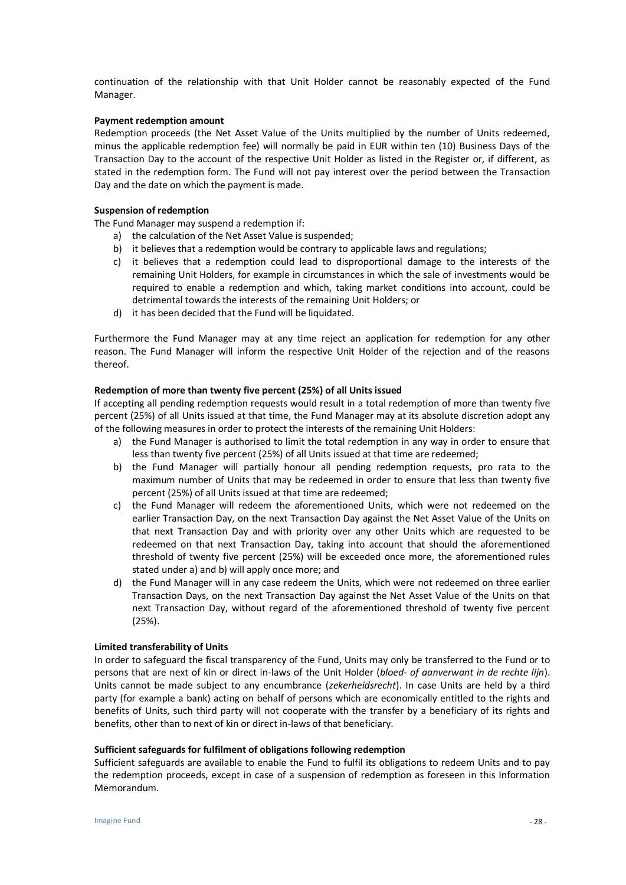continuation of the relationship with that Unit Holder cannot be reasonably expected of the Fund Manager.

**Payment redemption amount**

Redemption proceeds (the Net Asset Value of the Units multiplied by the number of Units redeemed, minus the applicable redemption fee) will normally be paid in EUR within ten (10) Business Days of the Transaction Day to the account of the respective Unit Holder as listed in the Register or, if different, as stated in the redemption form. The Fund will not pay interest over the period between the Transaction Day and the date on which the payment is made.

**Suspension of redemption**

The Fund Manager may suspend a redemption if:

a) the calculation of the Net Asset Value is suspended;
b) it believes that a redemption would be contrary to applicable laws and regulations;
c) it believes that a redemption could lead to disproportional damage to the interests of the remaining Unit Holders, for example in circumstances in which the sale of investments would be required to enable a redemption and which, taking market conditions into account, could be detrimental towards the interests of the remaining Unit Holders; or
d) it has been decided that the Fund will be liquidated.

Furthermore the Fund Manager may at any time reject an application for redemption for any other reason. The Fund Manager will inform the respective Unit Holder of the rejection and of the reasons thereof.

**Redemption of more than twenty five percent (25%) of all Units issued**

If accepting all pending redemption requests would result in a total redemption of more than twenty five percent (25%) of all Units issued at that time, the Fund Manager may at its absolute discretion adopt any of the following measures in order to protect the interests of the remaining Unit Holders:

a) the Fund Manager is authorised to limit the total redemption in any way in order to ensure that less than twenty five percent (25%) of all Units issued at that time are redeemed;
b) the Fund Manager will partially honour all pending redemption requests, pro rata to the maximum number of Units that may be redeemed in order to ensure that less than twenty five percent (25%) of all Units issued at that time are redeemed;
c) the Fund Manager will redeem the aforementioned Units, which were not redeemed on the earlier Transaction Day, on the next Transaction Day against the Net Asset Value of the Units on that next Transaction Day and with priority over any other Units which are requested to be redeemed on that next Transaction Day, taking into account that should the aforementioned threshold of twenty five percent (25%) will be exceeded once more, the aforementioned rules stated under a) and b) will apply once more; and
d) the Fund Manager will in any case redeem the Units, which were not redeemed on three earlier Transaction Days, on the next Transaction Day against the Net Asset Value of the Units on that next Transaction Day, without regard of the aforementioned threshold of twenty five percent (25%).

**Limited transferability of Units**

In order to safeguard the fiscal transparency of the Fund, Units may only be transferred to the Fund or to persons that are next of kin or direct in-laws of the Unit Holder (*bloed- of aanverwant in de rechte lijn*). Units cannot be made subject to any encumbrance (*zekerheidsrecht*). In case Units are held by a third party (for example a bank) acting on behalf of persons which are economically entitled to the rights and benefits of Units, such third party will not cooperate with the transfer by a beneficiary of its rights and benefits, other than to next of kin or direct in-laws of that beneficiary.

**Sufficient safeguards for fulfilment of obligations following redemption**

Sufficient safeguards are available to enable the Fund to fulfil its obligations to redeem Units and to pay the redemption proceeds, except in case of a suspension of redemption as foreseen in this Information Memorandum.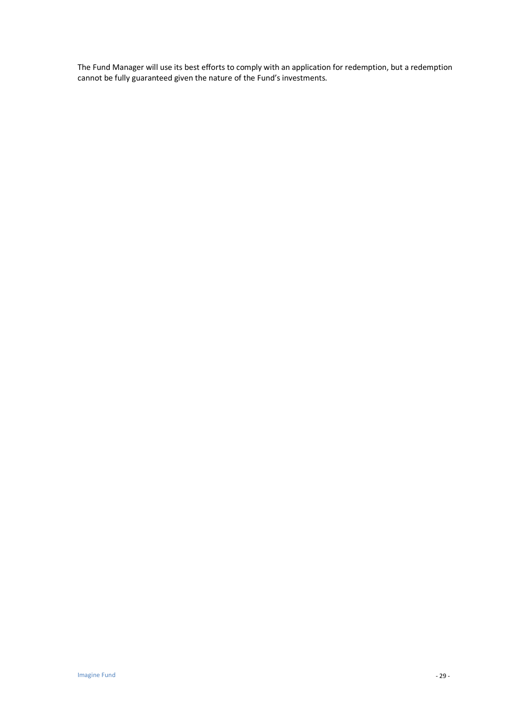The Fund Manager will use its best efforts to comply with an application for redemption, but a redemption cannot be fully guaranteed given the nature of the Fund's investments.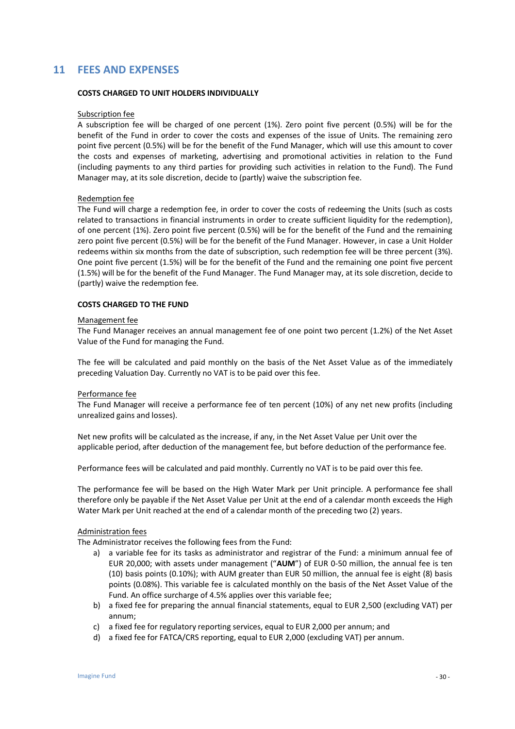# 11 FEES AND EXPENSES

**COSTS CHARGED TO UNIT HOLDERS INDIVIDUALLY**

Subscription fee

A subscription fee will be charged of one percent (1%). Zero point five percent (0.5%) will be for the benefit of the Fund in order to cover the costs and expenses of the issue of Units. The remaining zero point five percent (0.5%) will be for the benefit of the Fund Manager, which will use this amount to cover the costs and expenses of marketing, advertising and promotional activities in relation to the Fund (including payments to any third parties for providing such activities in relation to the Fund). The Fund Manager may, at its sole discretion, decide to (partly) waive the subscription fee.

Redemption fee

The Fund will charge a redemption fee, in order to cover the costs of redeeming the Units (such as costs related to transactions in financial instruments in order to create sufficient liquidity for the redemption), of one percent (1%). Zero point five percent (0.5%) will be for the benefit of the Fund and the remaining zero point five percent (0.5%) will be for the benefit of the Fund Manager. However, in case a Unit Holder redeems within six months from the date of subscription, such redemption fee will be three percent (3%). One point five percent (1.5%) will be for the benefit of the Fund and the remaining one point five percent (1.5%) will be for the benefit of the Fund Manager. The Fund Manager may, at its sole discretion, decide to (partly) waive the redemption fee.

**COSTS CHARGED TO THE FUND**

Management fee

The Fund Manager receives an annual management fee of one point two percent (1.2%) of the Net Asset Value of the Fund for managing the Fund.

The fee will be calculated and paid monthly on the basis of the Net Asset Value as of the immediately preceding Valuation Day. Currently no VAT is to be paid over this fee.

Performance fee

The Fund Manager will receive a performance fee of ten percent (10%) of any net new profits (including unrealized gains and losses).

Net new profits will be calculated as the increase, if any, in the Net Asset Value per Unit over the applicable period, after deduction of the management fee, but before deduction of the performance fee.

Performance fees will be calculated and paid monthly. Currently no VAT is to be paid over this fee.

The performance fee will be based on the High Water Mark per Unit principle. A performance fee shall therefore only be payable if the Net Asset Value per Unit at the end of a calendar month exceeds the High Water Mark per Unit reached at the end of a calendar month of the preceding two (2) years.

Administration fees

The Administrator receives the following fees from the Fund:

a) a variable fee for its tasks as administrator and registrar of the Fund: a minimum annual fee of EUR 20,000; with assets under management ("**AUM**") of EUR 0-50 million, the annual fee is ten (10) basis points (0.10%); with AUM greater than EUR 50 million, the annual fee is eight (8) basis points (0.08%). This variable fee is calculated monthly on the basis of the Net Asset Value of the Fund. An office surcharge of 4.5% applies over this variable fee;
b) a fixed fee for preparing the annual financial statements, equal to EUR 2,500 (excluding VAT) per annum;
c) a fixed fee for regulatory reporting services, equal to EUR 2,000 per annum; and
d) a fixed fee for FATCA/CRS reporting, equal to EUR 2,000 (excluding VAT) per annum.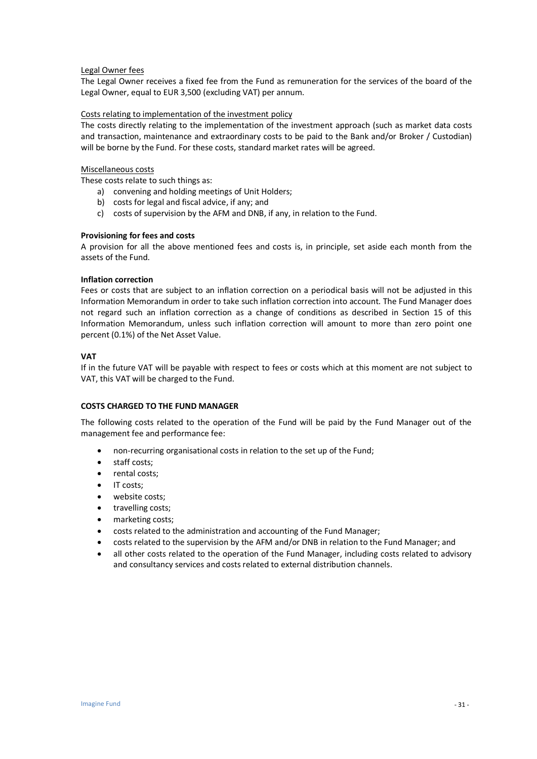Legal Owner fees

The Legal Owner receives a fixed fee from the Fund as remuneration for the services of the board of the Legal Owner, equal to EUR 3,500 (excluding VAT) per annum.

Costs relating to implementation of the investment policy

The costs directly relating to the implementation of the investment approach (such as market data costs and transaction, maintenance and extraordinary costs to be paid to the Bank and/or Broker / Custodian) will be borne by the Fund. For these costs, standard market rates will be agreed.

Miscellaneous costs

These costs relate to such things as:

a) convening and holding meetings of Unit Holders;
b) costs for legal and fiscal advice, if any; and
c) costs of supervision by the AFM and DNB, if any, in relation to the Fund.

**Provisioning for fees and costs**

A provision for all the above mentioned fees and costs is, in principle, set aside each month from the assets of the Fund.

**Inflation correction**

Fees or costs that are subject to an inflation correction on a periodical basis will not be adjusted in this Information Memorandum in order to take such inflation correction into account. The Fund Manager does not regard such an inflation correction as a change of conditions as described in Section 15 of this Information Memorandum, unless such inflation correction will amount to more than zero point one percent (0.1%) of the Net Asset Value.

**VAT**

If in the future VAT will be payable with respect to fees or costs which at this moment are not subject to VAT, this VAT will be charged to the Fund.

**COSTS CHARGED TO THE FUND MANAGER**

The following costs related to the operation of the Fund will be paid by the Fund Manager out of the management fee and performance fee:

- non-recurring organisational costs in relation to the set up of the Fund;
- staff costs;
- rental costs;
- IT costs;
- website costs;
- travelling costs;
- marketing costs;
- costs related to the administration and accounting of the Fund Manager;
- costs related to the supervision by the AFM and/or DNB in relation to the Fund Manager; and
- all other costs related to the operation of the Fund Manager, including costs related to advisory and consultancy services and costs related to external distribution channels.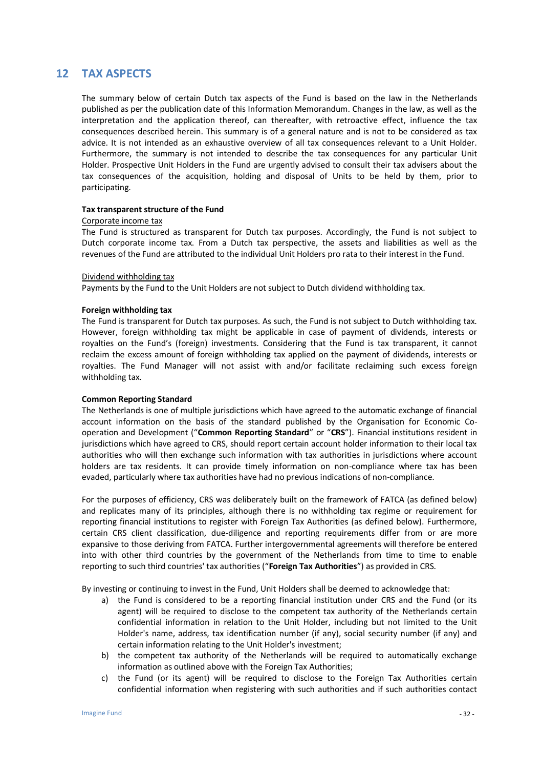## 12 TAX ASPECTS

The summary below of certain Dutch tax aspects of the Fund is based on the law in the Netherlands published as per the publication date of this Information Memorandum. Changes in the law, as well as the interpretation and the application thereof, can thereafter, with retroactive effect, influence the tax consequences described herein. This summary is of a general nature and is not to be considered as tax advice. It is not intended as an exhaustive overview of all tax consequences relevant to a Unit Holder. Furthermore, the summary is not intended to describe the tax consequences for any particular Unit Holder. Prospective Unit Holders in the Fund are urgently advised to consult their tax advisers about the tax consequences of the acquisition, holding and disposal of Units to be held by them, prior to participating.

**Tax transparent structure of the Fund**

Corporate income tax

The Fund is structured as transparent for Dutch tax purposes. Accordingly, the Fund is not subject to Dutch corporate income tax. From a Dutch tax perspective, the assets and liabilities as well as the revenues of the Fund are attributed to the individual Unit Holders pro rata to their interest in the Fund.

Dividend withholding tax

Payments by the Fund to the Unit Holders are not subject to Dutch dividend withholding tax.

**Foreign withholding tax**

The Fund is transparent for Dutch tax purposes. As such, the Fund is not subject to Dutch withholding tax. However, foreign withholding tax might be applicable in case of payment of dividends, interests or royalties on the Fund's (foreign) investments. Considering that the Fund is tax transparent, it cannot reclaim the excess amount of foreign withholding tax applied on the payment of dividends, interests or royalties. The Fund Manager will not assist with and/or facilitate reclaiming such excess foreign withholding tax.

**Common Reporting Standard**

The Netherlands is one of multiple jurisdictions which have agreed to the automatic exchange of financial account information on the basis of the standard published by the Organisation for Economic Co-operation and Development ("**Common Reporting Standard**" or "**CRS**"). Financial institutions resident in jurisdictions which have agreed to CRS, should report certain account holder information to their local tax authorities who will then exchange such information with tax authorities in jurisdictions where account holders are tax residents. It can provide timely information on non-compliance where tax has been evaded, particularly where tax authorities have had no previous indications of non-compliance.

For the purposes of efficiency, CRS was deliberately built on the framework of FATCA (as defined below) and replicates many of its principles, although there is no withholding tax regime or requirement for reporting financial institutions to register with Foreign Tax Authorities (as defined below). Furthermore, certain CRS client classification, due-diligence and reporting requirements differ from or are more expansive to those deriving from FATCA. Further intergovernmental agreements will therefore be entered into with other third countries by the government of the Netherlands from time to time to enable reporting to such third countries' tax authorities ("**Foreign Tax Authorities**") as provided in CRS.

By investing or continuing to invest in the Fund, Unit Holders shall be deemed to acknowledge that:

a) the Fund is considered to be a reporting financial institution under CRS and the Fund (or its agent) will be required to disclose to the competent tax authority of the Netherlands certain confidential information in relation to the Unit Holder, including but not limited to the Unit Holder's name, address, tax identification number (if any), social security number (if any) and certain information relating to the Unit Holder's investment;
b) the competent tax authority of the Netherlands will be required to automatically exchange information as outlined above with the Foreign Tax Authorities;
c) the Fund (or its agent) will be required to disclose to the Foreign Tax Authorities certain confidential information when registering with such authorities and if such authorities contact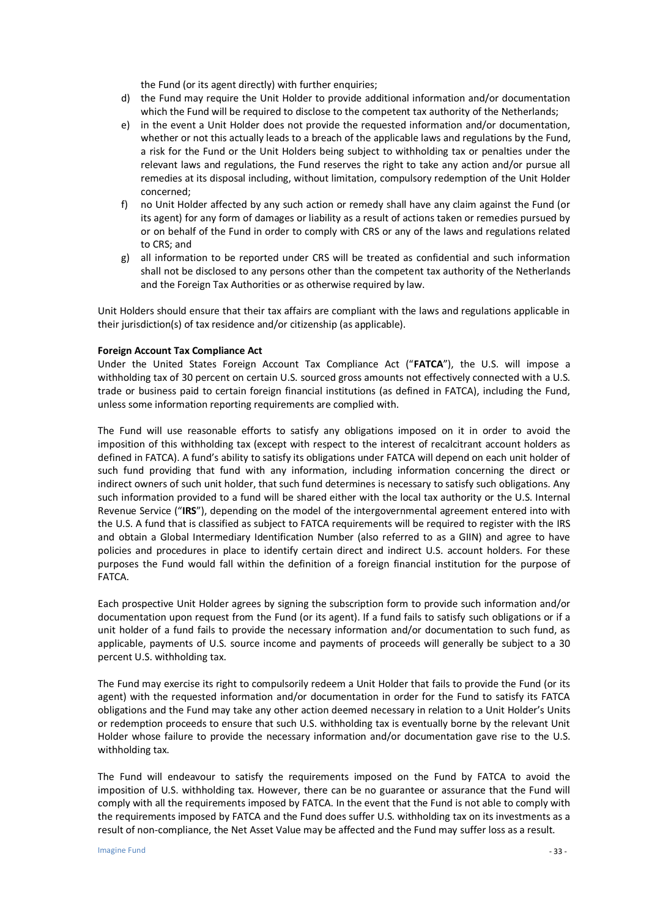the Fund (or its agent directly) with further enquiries;

d) the Fund may require the Unit Holder to provide additional information and/or documentation which the Fund will be required to disclose to the competent tax authority of the Netherlands;
e) in the event a Unit Holder does not provide the requested information and/or documentation, whether or not this actually leads to a breach of the applicable laws and regulations by the Fund, a risk for the Fund or the Unit Holders being subject to withholding tax or penalties under the relevant laws and regulations, the Fund reserves the right to take any action and/or pursue all remedies at its disposal including, without limitation, compulsory redemption of the Unit Holder concerned;
f) no Unit Holder affected by any such action or remedy shall have any claim against the Fund (or its agent) for any form of damages or liability as a result of actions taken or remedies pursued by or on behalf of the Fund in order to comply with CRS or any of the laws and regulations related to CRS; and
g) all information to be reported under CRS will be treated as confidential and such information shall not be disclosed to any persons other than the competent tax authority of the Netherlands and the Foreign Tax Authorities or as otherwise required by law.

Unit Holders should ensure that their tax affairs are compliant with the laws and regulations applicable in their jurisdiction(s) of tax residence and/or citizenship (as applicable).

**Foreign Account Tax Compliance Act**

Under the United States Foreign Account Tax Compliance Act ("**FATCA**"), the U.S. will impose a withholding tax of 30 percent on certain U.S. sourced gross amounts not effectively connected with a U.S. trade or business paid to certain foreign financial institutions (as defined in FATCA), including the Fund, unless some information reporting requirements are complied with.

The Fund will use reasonable efforts to satisfy any obligations imposed on it in order to avoid the imposition of this withholding tax (except with respect to the interest of recalcitrant account holders as defined in FATCA). A fund's ability to satisfy its obligations under FATCA will depend on each unit holder of such fund providing that fund with any information, including information concerning the direct or indirect owners of such unit holder, that such fund determines is necessary to satisfy such obligations. Any such information provided to a fund will be shared either with the local tax authority or the U.S. Internal Revenue Service ("**IRS**"), depending on the model of the intergovernmental agreement entered into with the U.S. A fund that is classified as subject to FATCA requirements will be required to register with the IRS and obtain a Global Intermediary Identification Number (also referred to as a GIIN) and agree to have policies and procedures in place to identify certain direct and indirect U.S. account holders. For these purposes the Fund would fall within the definition of a foreign financial institution for the purpose of FATCA.

Each prospective Unit Holder agrees by signing the subscription form to provide such information and/or documentation upon request from the Fund (or its agent). If a fund fails to satisfy such obligations or if a unit holder of a fund fails to provide the necessary information and/or documentation to such fund, as applicable, payments of U.S. source income and payments of proceeds will generally be subject to a 30 percent U.S. withholding tax.

The Fund may exercise its right to compulsorily redeem a Unit Holder that fails to provide the Fund (or its agent) with the requested information and/or documentation in order for the Fund to satisfy its FATCA obligations and the Fund may take any other action deemed necessary in relation to a Unit Holder's Units or redemption proceeds to ensure that such U.S. withholding tax is eventually borne by the relevant Unit Holder whose failure to provide the necessary information and/or documentation gave rise to the U.S. withholding tax.

The Fund will endeavour to satisfy the requirements imposed on the Fund by FATCA to avoid the imposition of U.S. withholding tax. However, there can be no guarantee or assurance that the Fund will comply with all the requirements imposed by FATCA. In the event that the Fund is not able to comply with the requirements imposed by FATCA and the Fund does suffer U.S. withholding tax on its investments as a result of non-compliance, the Net Asset Value may be affected and the Fund may suffer loss as a result.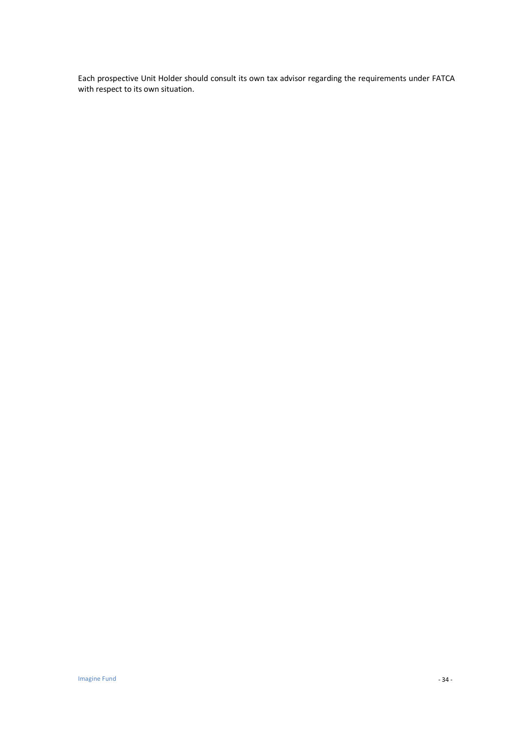Each prospective Unit Holder should consult its own tax advisor regarding the requirements under FATCA with respect to its own situation.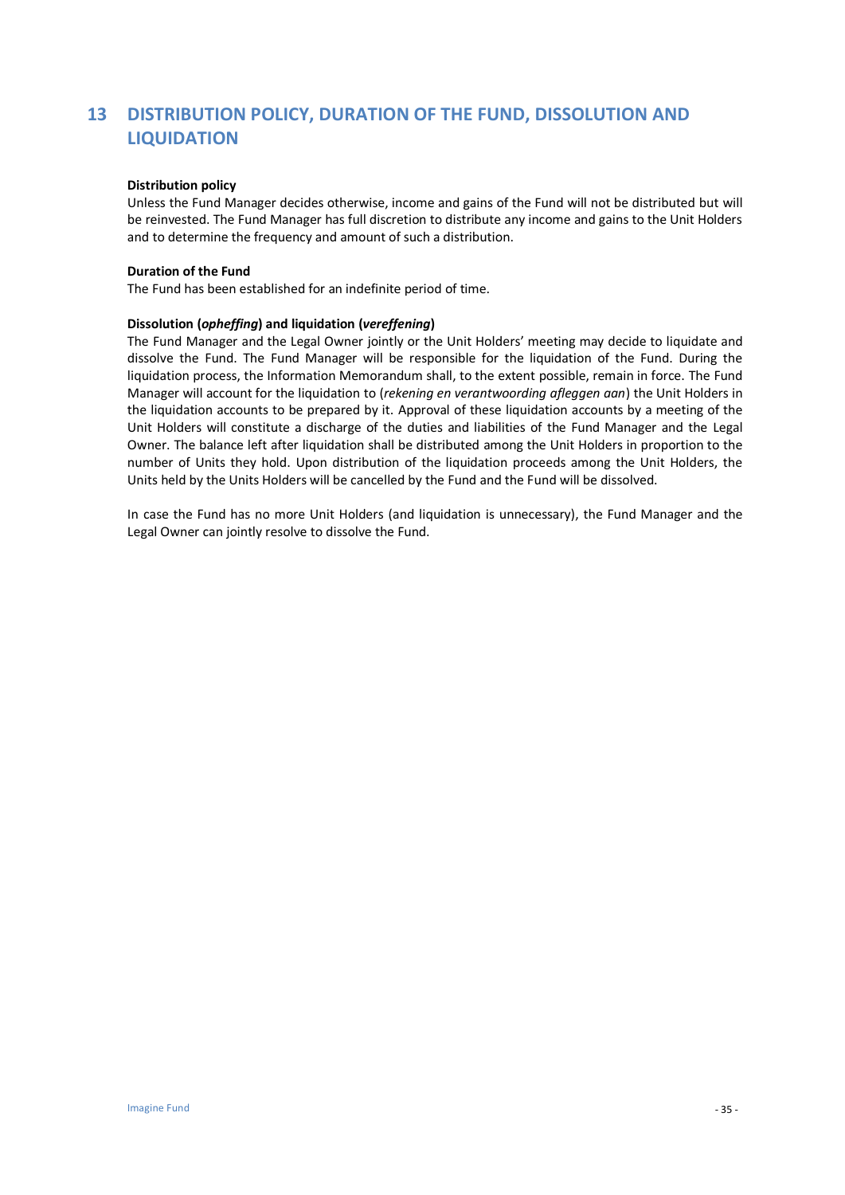## 13 DISTRIBUTION POLICY, DURATION OF THE FUND, DISSOLUTION AND LIQUIDATION

**Distribution policy**

Unless the Fund Manager decides otherwise, income and gains of the Fund will not be distributed but will be reinvested. The Fund Manager has full discretion to distribute any income and gains to the Unit Holders and to determine the frequency and amount of such a distribution.

**Duration of the Fund**

The Fund has been established for an indefinite period of time.

**Dissolution (*opheffing*) and liquidation (*vereffening*)**

The Fund Manager and the Legal Owner jointly or the Unit Holders' meeting may decide to liquidate and dissolve the Fund. The Fund Manager will be responsible for the liquidation of the Fund. During the liquidation process, the Information Memorandum shall, to the extent possible, remain in force. The Fund Manager will account for the liquidation to (*rekening en verantwoording afleggen aan*) the Unit Holders in the liquidation accounts to be prepared by it. Approval of these liquidation accounts by a meeting of the Unit Holders will constitute a discharge of the duties and liabilities of the Fund Manager and the Legal Owner. The balance left after liquidation shall be distributed among the Unit Holders in proportion to the number of Units they hold. Upon distribution of the liquidation proceeds among the Unit Holders, the Units held by the Units Holders will be cancelled by the Fund and the Fund will be dissolved.

In case the Fund has no more Unit Holders (and liquidation is unnecessary), the Fund Manager and the Legal Owner can jointly resolve to dissolve the Fund.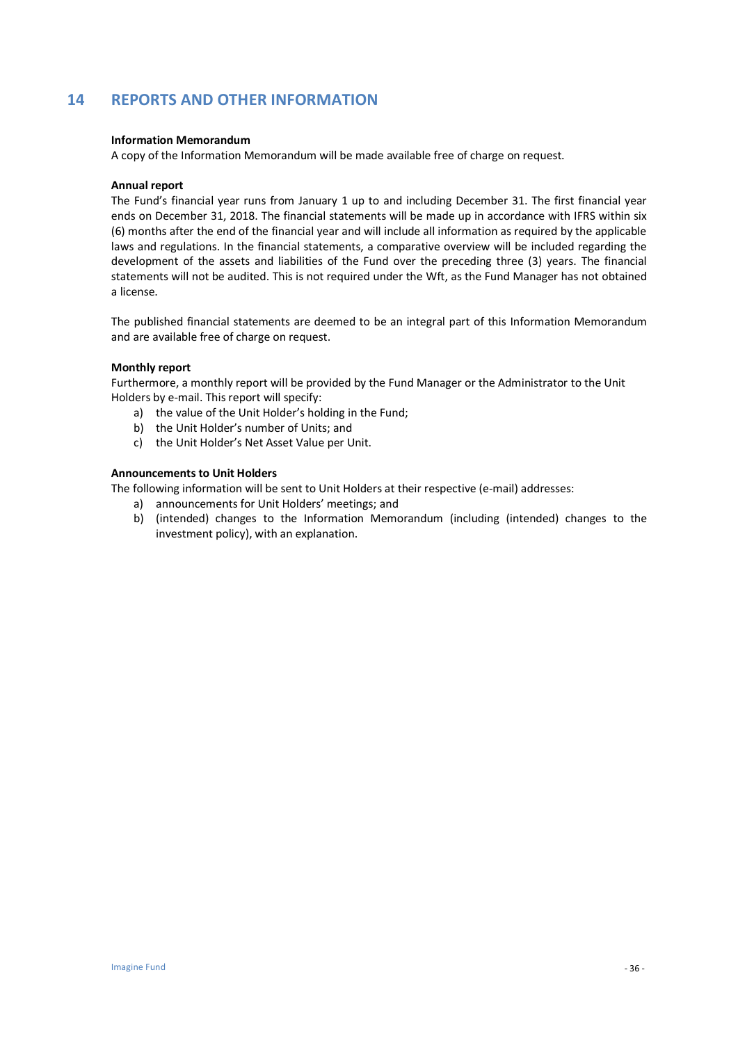## 14 REPORTS AND OTHER INFORMATION

**Information Memorandum**
A copy of the Information Memorandum will be made available free of charge on request.

**Annual report**
The Fund's financial year runs from January 1 up to and including December 31. The first financial year ends on December 31, 2018. The financial statements will be made up in accordance with IFRS within six (6) months after the end of the financial year and will include all information as required by the applicable laws and regulations. In the financial statements, a comparative overview will be included regarding the development of the assets and liabilities of the Fund over the preceding three (3) years. The financial statements will not be audited. This is not required under the Wft, as the Fund Manager has not obtained a license.

The published financial statements are deemed to be an integral part of this Information Memorandum and are available free of charge on request.

**Monthly report**
Furthermore, a monthly report will be provided by the Fund Manager or the Administrator to the Unit Holders by e-mail. This report will specify:

a) the value of the Unit Holder's holding in the Fund;
b) the Unit Holder's number of Units; and
c) the Unit Holder's Net Asset Value per Unit.

**Announcements to Unit Holders**
The following information will be sent to Unit Holders at their respective (e-mail) addresses:

a) announcements for Unit Holders' meetings; and
b) (intended) changes to the Information Memorandum (including (intended) changes to the investment policy), with an explanation.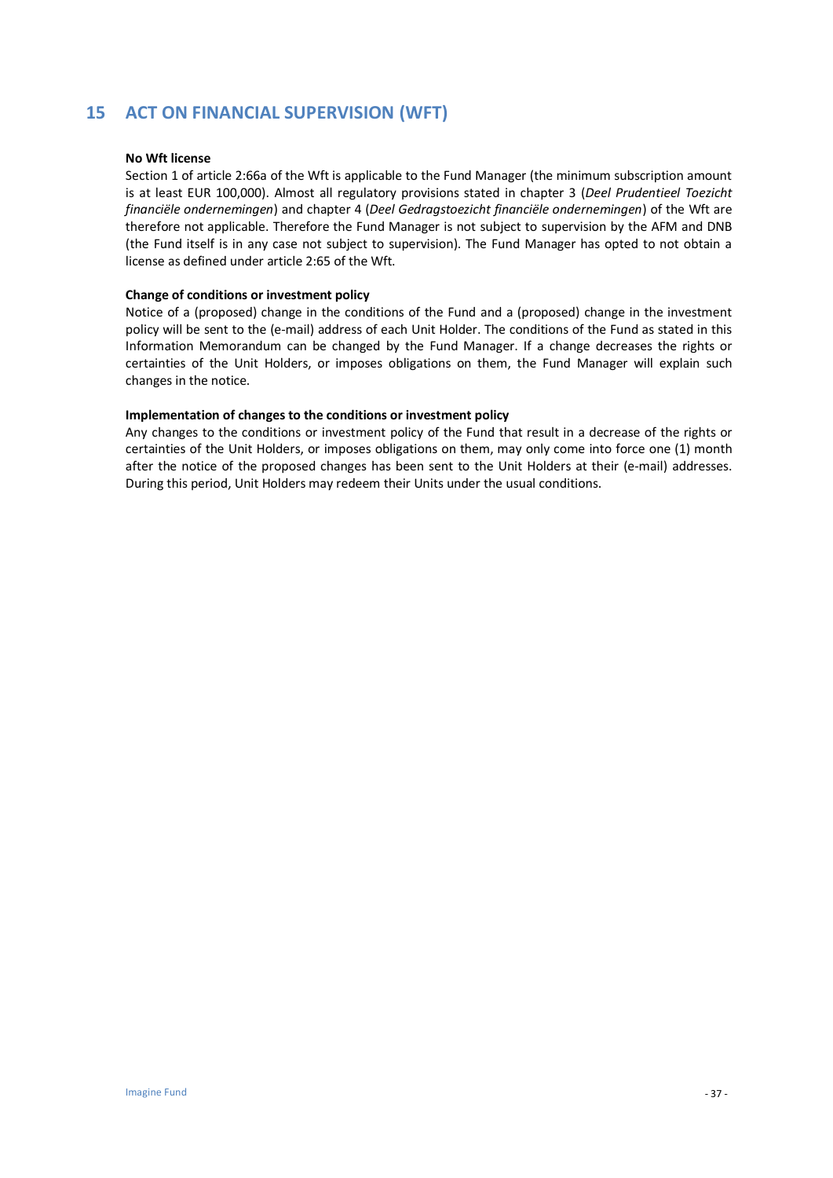# 15 ACT ON FINANCIAL SUPERVISION (WFT)

**No Wft license**

Section 1 of article 2:66a of the Wft is applicable to the Fund Manager (the minimum subscription amount is at least EUR 100,000). Almost all regulatory provisions stated in chapter 3 (*Deel Prudentieel Toezicht financiële ondernemingen*) and chapter 4 (*Deel Gedragstoezicht financiële ondernemingen*) of the Wft are therefore not applicable. Therefore the Fund Manager is not subject to supervision by the AFM and DNB (the Fund itself is in any case not subject to supervision). The Fund Manager has opted to not obtain a license as defined under article 2:65 of the Wft.

**Change of conditions or investment policy**

Notice of a (proposed) change in the conditions of the Fund and a (proposed) change in the investment policy will be sent to the (e-mail) address of each Unit Holder. The conditions of the Fund as stated in this Information Memorandum can be changed by the Fund Manager. If a change decreases the rights or certainties of the Unit Holders, or imposes obligations on them, the Fund Manager will explain such changes in the notice.

**Implementation of changes to the conditions or investment policy**

Any changes to the conditions or investment policy of the Fund that result in a decrease of the rights or certainties of the Unit Holders, or imposes obligations on them, may only come into force one (1) month after the notice of the proposed changes has been sent to the Unit Holders at their (e-mail) addresses. During this period, Unit Holders may redeem their Units under the usual conditions.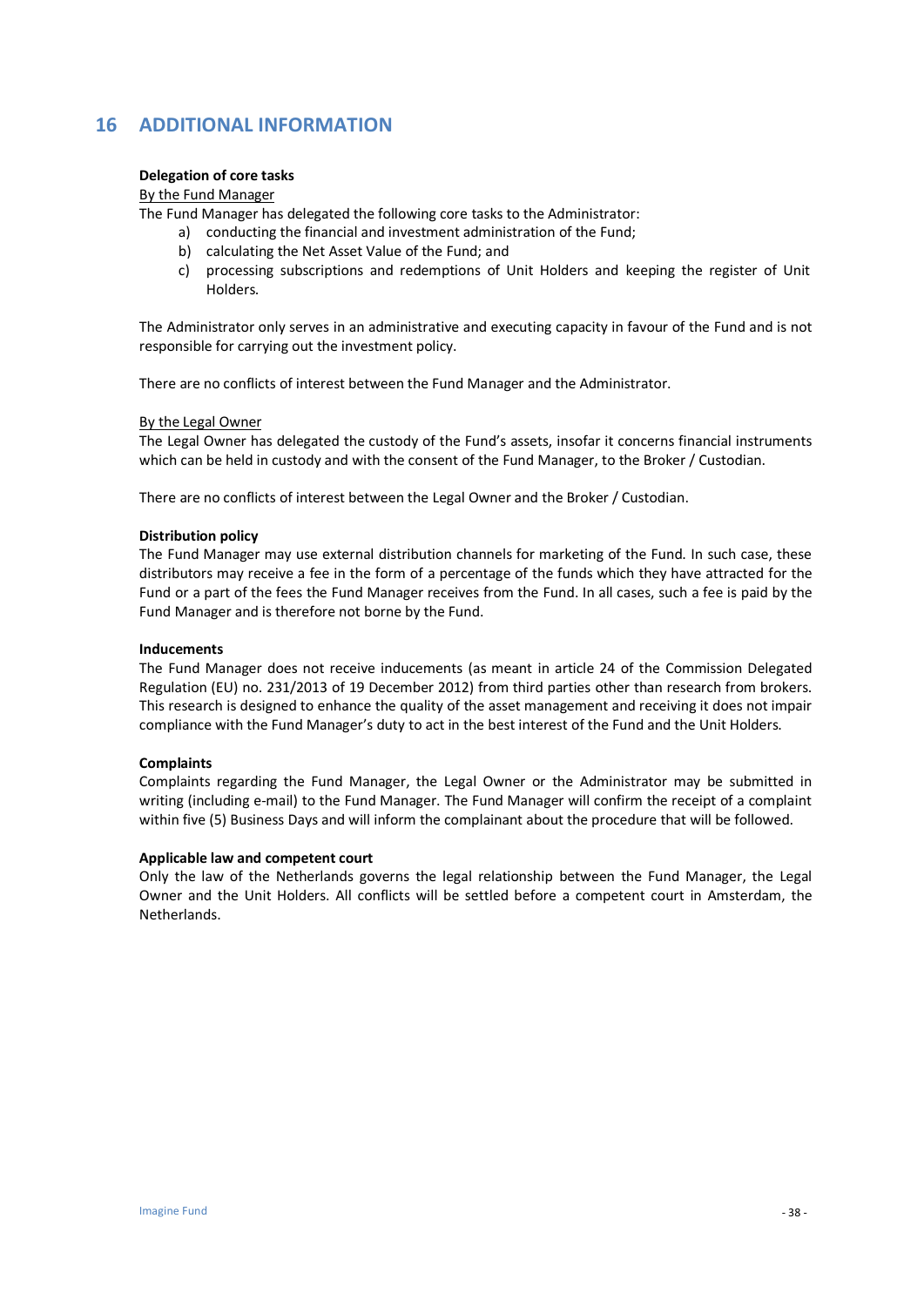# 16 ADDITIONAL INFORMATION

**Delegation of core tasks**

By the Fund Manager

The Fund Manager has delegated the following core tasks to the Administrator:

a) conducting the financial and investment administration of the Fund;
b) calculating the Net Asset Value of the Fund; and
c) processing subscriptions and redemptions of Unit Holders and keeping the register of Unit Holders.

The Administrator only serves in an administrative and executing capacity in favour of the Fund and is not responsible for carrying out the investment policy.

There are no conflicts of interest between the Fund Manager and the Administrator.

By the Legal Owner

The Legal Owner has delegated the custody of the Fund's assets, insofar it concerns financial instruments which can be held in custody and with the consent of the Fund Manager, to the Broker / Custodian.

There are no conflicts of interest between the Legal Owner and the Broker / Custodian.

**Distribution policy**

The Fund Manager may use external distribution channels for marketing of the Fund. In such case, these distributors may receive a fee in the form of a percentage of the funds which they have attracted for the Fund or a part of the fees the Fund Manager receives from the Fund. In all cases, such a fee is paid by the Fund Manager and is therefore not borne by the Fund.

**Inducements**

The Fund Manager does not receive inducements (as meant in article 24 of the Commission Delegated Regulation (EU) no. 231/2013 of 19 December 2012) from third parties other than research from brokers. This research is designed to enhance the quality of the asset management and receiving it does not impair compliance with the Fund Manager's duty to act in the best interest of the Fund and the Unit Holders.

**Complaints**

Complaints regarding the Fund Manager, the Legal Owner or the Administrator may be submitted in writing (including e-mail) to the Fund Manager. The Fund Manager will confirm the receipt of a complaint within five (5) Business Days and will inform the complainant about the procedure that will be followed.

**Applicable law and competent court**

Only the law of the Netherlands governs the legal relationship between the Fund Manager, the Legal Owner and the Unit Holders. All conflicts will be settled before a competent court in Amsterdam, the Netherlands.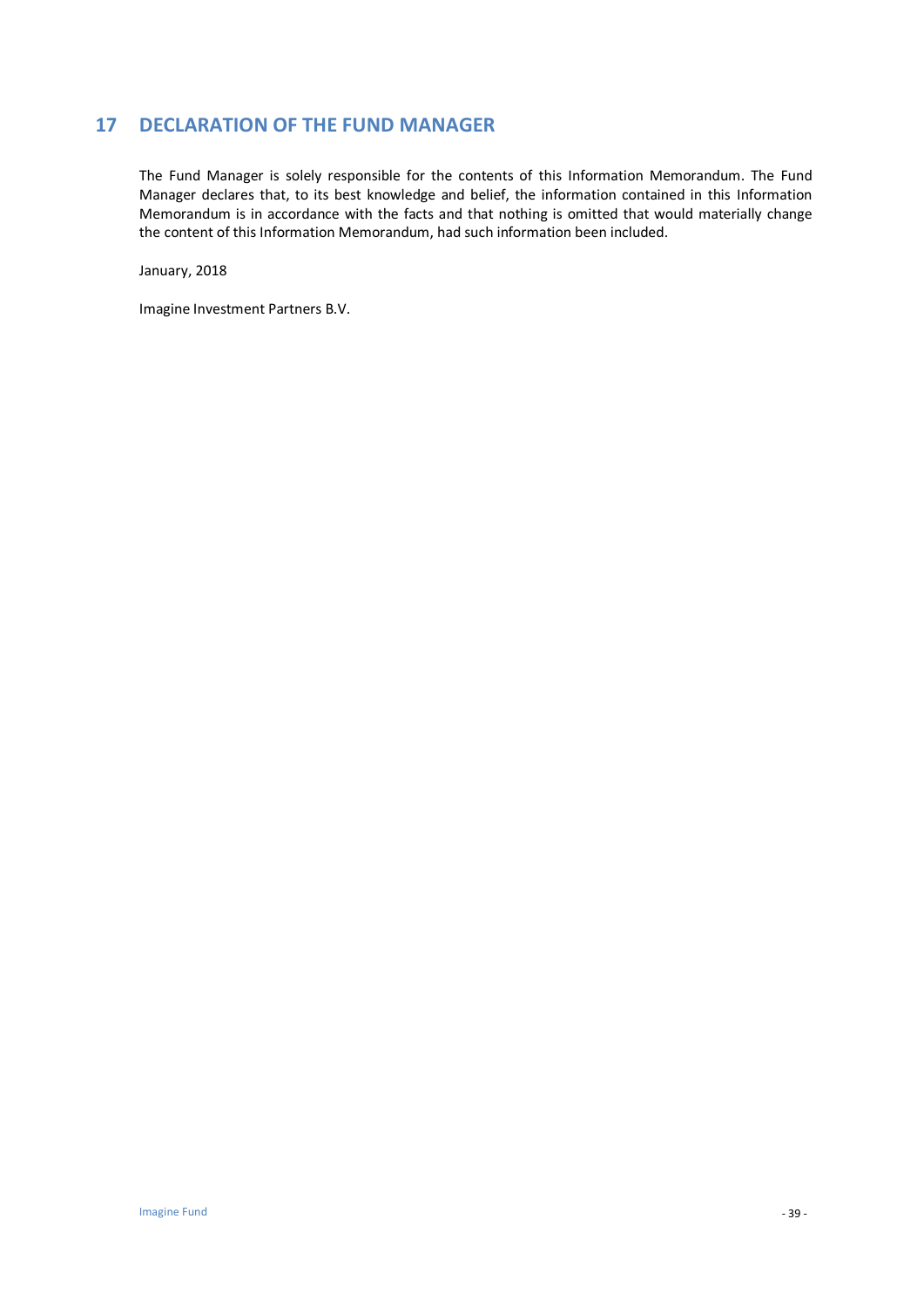# 17 DECLARATION OF THE FUND MANAGER

The Fund Manager is solely responsible for the contents of this Information Memorandum. The Fund Manager declares that, to its best knowledge and belief, the information contained in this Information Memorandum is in accordance with the facts and that nothing is omitted that would materially change the content of this Information Memorandum, had such information been included.

January, 2018

Imagine Investment Partners B.V.